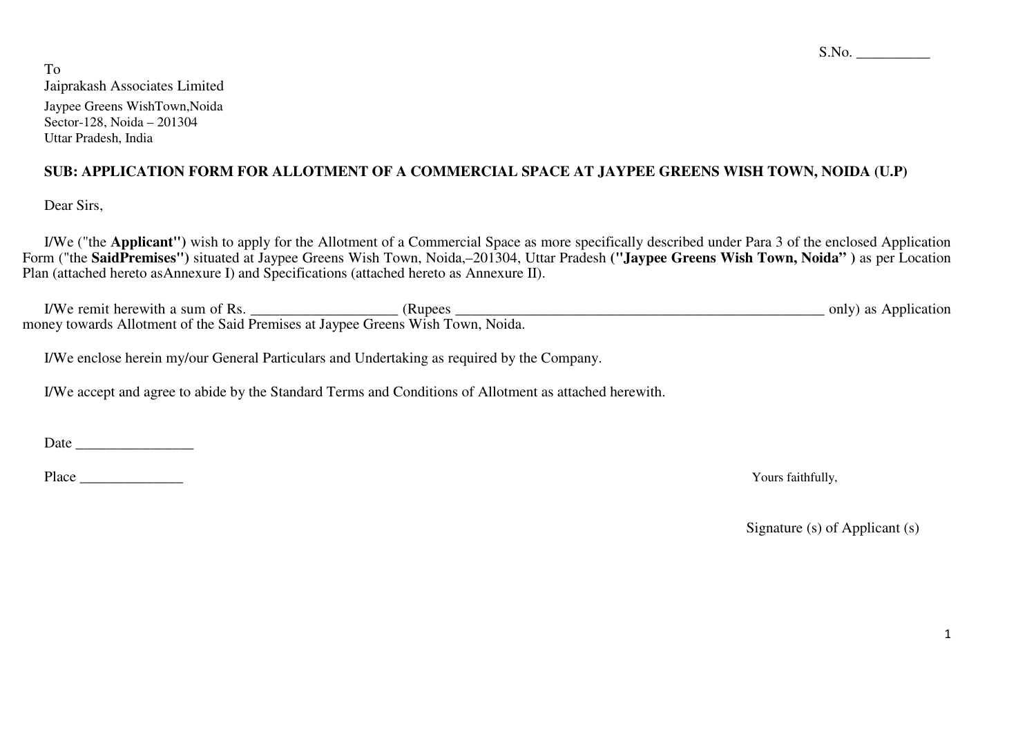S.No. __________

To
Jaiprakash Associates Limited
Jaypee Greens WishTown,Noida
Sector-128, Noida – 201304
Uttar Pradesh, India

**SUB: APPLICATION FORM FOR ALLOTMENT OF A COMMERCIAL SPACE AT JAYPEE GREENS WISH TOWN, NOIDA (U.P)**

Dear Sirs,

I/We ("the **Applicant")** wish to apply for the Allotment of a Commercial Space as more specifically described under Para 3 of the enclosed Application Form ("the **SaidPremises")** situated at Jaypee Greens Wish Town, Noida,–201304, Uttar Pradesh **("Jaypee Greens Wish Town, Noida" )** as per Location Plan (attached hereto asAnnexure I) and Specifications (attached hereto as Annexure II).

I/We remit herewith a sum of Rs. ___________________ (Rupees ___________________________________________________ only) as Application money towards Allotment of the Said Premises at Jaypee Greens Wish Town, Noida.

I/We enclose herein my/our General Particulars and Undertaking as required by the Company.

I/We accept and agree to abide by the Standard Terms and Conditions of Allotment as attached herewith.

Date ________________

Place ______________

Yours faithfully,

Signature (s) of Applicant (s)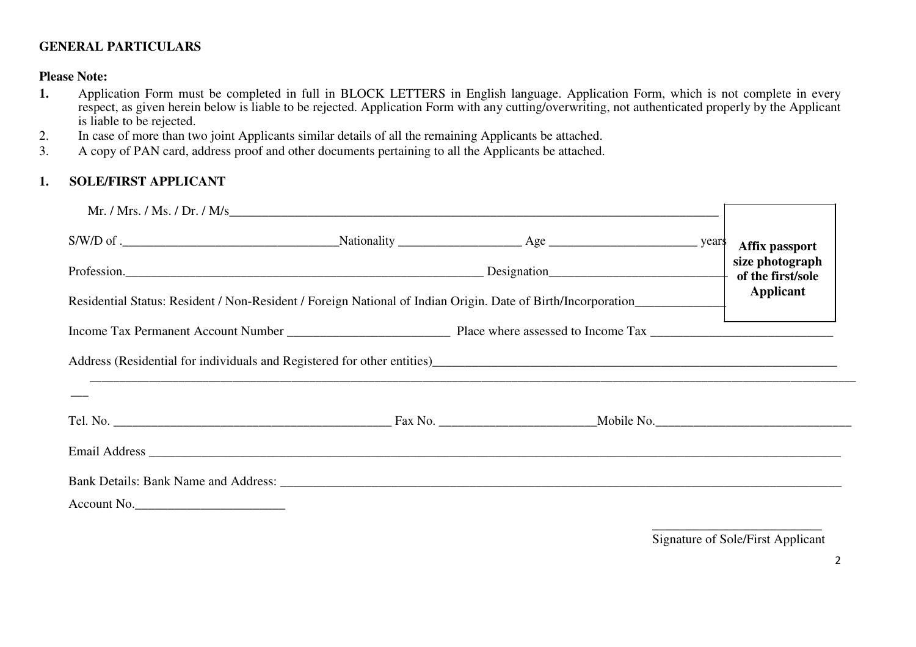**GENERAL PARTICULARS**

**Please Note:**

1. Application Form must be completed in full in BLOCK LETTERS in English language. Application Form, which is not complete in every respect, as given herein below is liable to be rejected. Application Form with any cutting/overwriting, not authenticated properly by the Applicant is liable to be rejected.
2. In case of more than two joint Applicants similar details of all the remaining Applicants be attached.
3. A copy of PAN card, address proof and other documents pertaining to all the Applicants be attached.

## 1. SOLE/FIRST APPLICANT

Mr. / Mrs. / Ms. / Dr. / M/s_______________________________________________________________________________

S/W/D of ._________________________________Nationality ___________________ Age _______________________ years

Profession.___________________________________________________________ Designation____________________________

Residential Status: Resident / Non-Resident / Foreign National of Indian Origin. Date of Birth/Incorporation______________

**Affix passport size photograph of the first/sole Applicant**

Income Tax Permanent Account Number _________________________ Place where assessed to Income Tax ____________________________

Address (Residential for individuals and Registered for other entities)_________________________________________________________________

_______________________________________________________________________________________________________________________

Tel. No. ___________________________________________ Fax No. ________________________Mobile No.______________________________

Email Address ____________________________________________________________________________________________________________

Bank Details: Bank Name and Address: _________________________________________________________________________________________

Account No._______________________

___________________________

Signature of Sole/First Applicant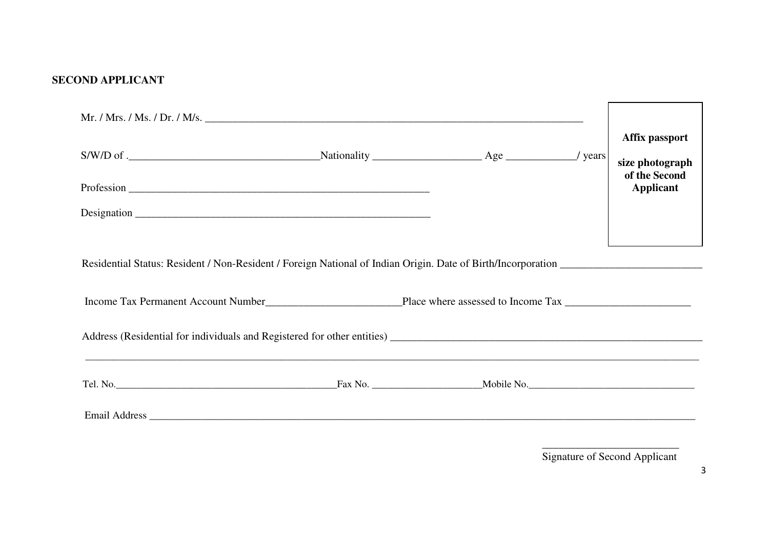**SECOND APPLICANT**

Mr. / Mrs. / Ms. / Dr. / M/s. ___________________________________________________________________________

**Affix passport size photograph of the Second Applicant**

S/W/D of .____________________________________Nationality ____________________ Age _____________/ years

Profession ____________________________________________________________

Designation ___________________________________________________________

Residential Status: Resident / Non-Resident / Foreign National of Indian Origin. Date of Birth/Incorporation __________________________

Income Tax Permanent Account Number_________________________Place where assessed to Income Tax _______________________

Address (Residential for individuals and Registered for other entities) ____________________________________________________________

_____________________________________________________________________________________________________________

Tel. No.___________________________________________Fax No. _____________________Mobile No._________________________________

Email Address ____________________________________________________________________________________________________

_________________________

Signature of Second Applicant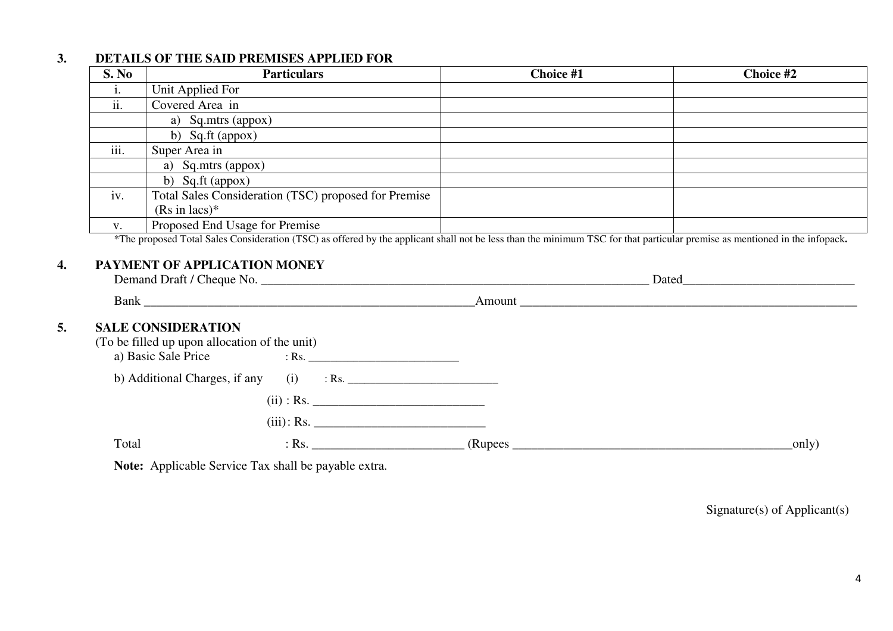## 3. DETAILS OF THE SAID PREMISES APPLIED FOR

| S. No | Particulars | Choice #1 | Choice #2 |
|---|---|---|---|
| i. | Unit Applied For | | |
| ii. | Covered Area in | | |
| | a) Sq.mtrs (appox) | | |
| | b) Sq.ft (appox) | | |
| iii. | Super Area in | | |
| | a) Sq.mtrs (appox) | | |
| | b) Sq.ft (appox) | | |
| iv. | Total Sales Consideration (TSC) proposed for Premise (Rs in lacs)* | | |
| v. | Proposed End Usage for Premise | | |

*The proposed Total Sales Consideration (TSC) as offered by the applicant shall not be less than the minimum TSC for that particular premise as mentioned in the infopack**.**

## 4. PAYMENT OF APPLICATION MONEY

Demand Draft / Cheque No. _________________________________________________________________ Dated___________________________

Bank _______________________________________________________Amount ________________________________________________________

## 5. SALE CONSIDERATION

(To be filled up upon allocation of the unit)

a) Basic Sale Price : Rs. _________________________

b) Additional Charges, if any (i) : Rs. _________________________

(ii) : Rs. ___________________________

(iii): Rs. ___________________________

Total : Rs. ________________________ (Rupees _______________________________________________only)

**Note:** Applicable Service Tax shall be payable extra.

Signature(s) of Applicant(s)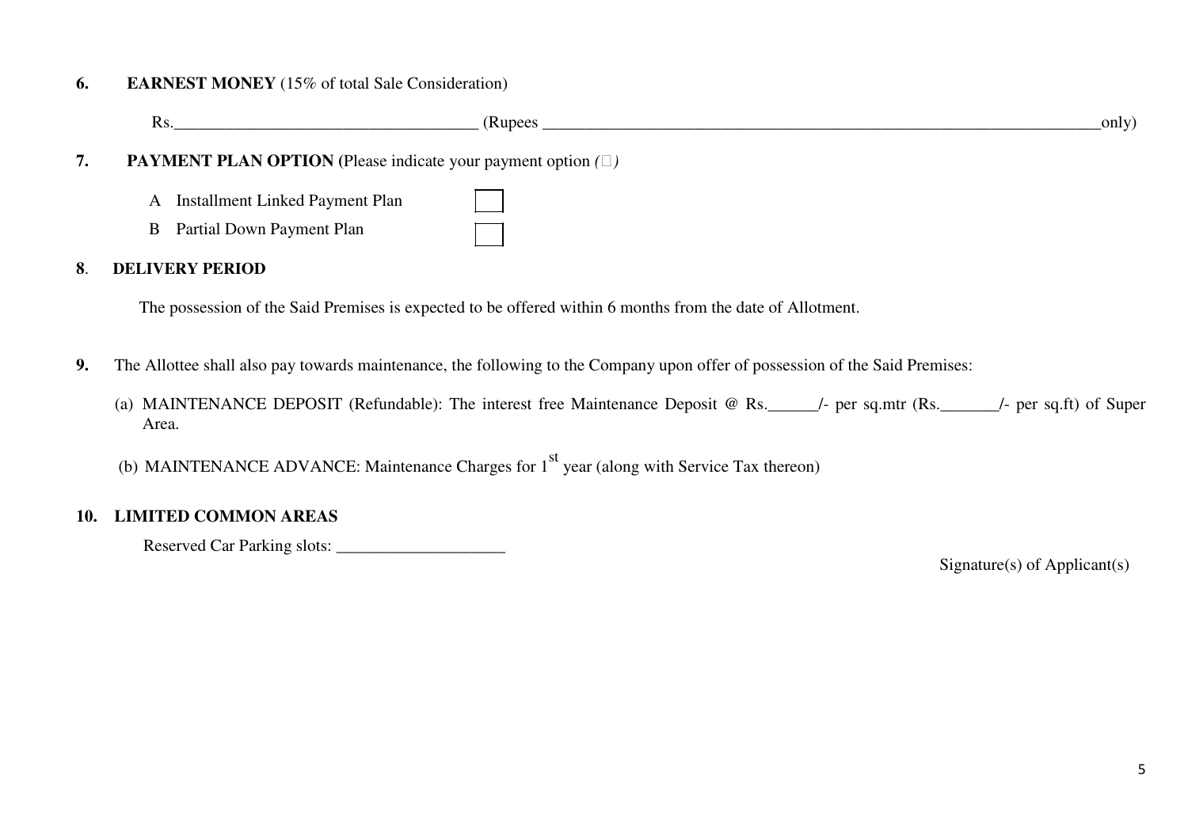**6. EARNEST MONEY** (15% of total Sale Consideration)

Rs.___________________________________ (Rupees ________________________________________________________________only)

**7. PAYMENT PLAN OPTION (**Please indicate your payment option *(□)*

- A Installment Linked Payment Plan ☐
- B Partial Down Payment Plan ☐

**8. DELIVERY PERIOD**

The possession of the Said Premises is expected to be offered within 6 months from the date of Allotment.

**9.** The Allottee shall also pay towards maintenance, the following to the Company upon offer of possession of the Said Premises:

(a) MAINTENANCE DEPOSIT (Refundable): The interest free Maintenance Deposit @ Rs.______/- per sq.mtr (Rs._______/- per sq.ft) of Super Area.

(b) MAINTENANCE ADVANCE: Maintenance Charges for 1st year (along with Service Tax thereon)

**10. LIMITED COMMON AREAS**

Reserved Car Parking slots: ____________________

Signature(s) of Applicant(s)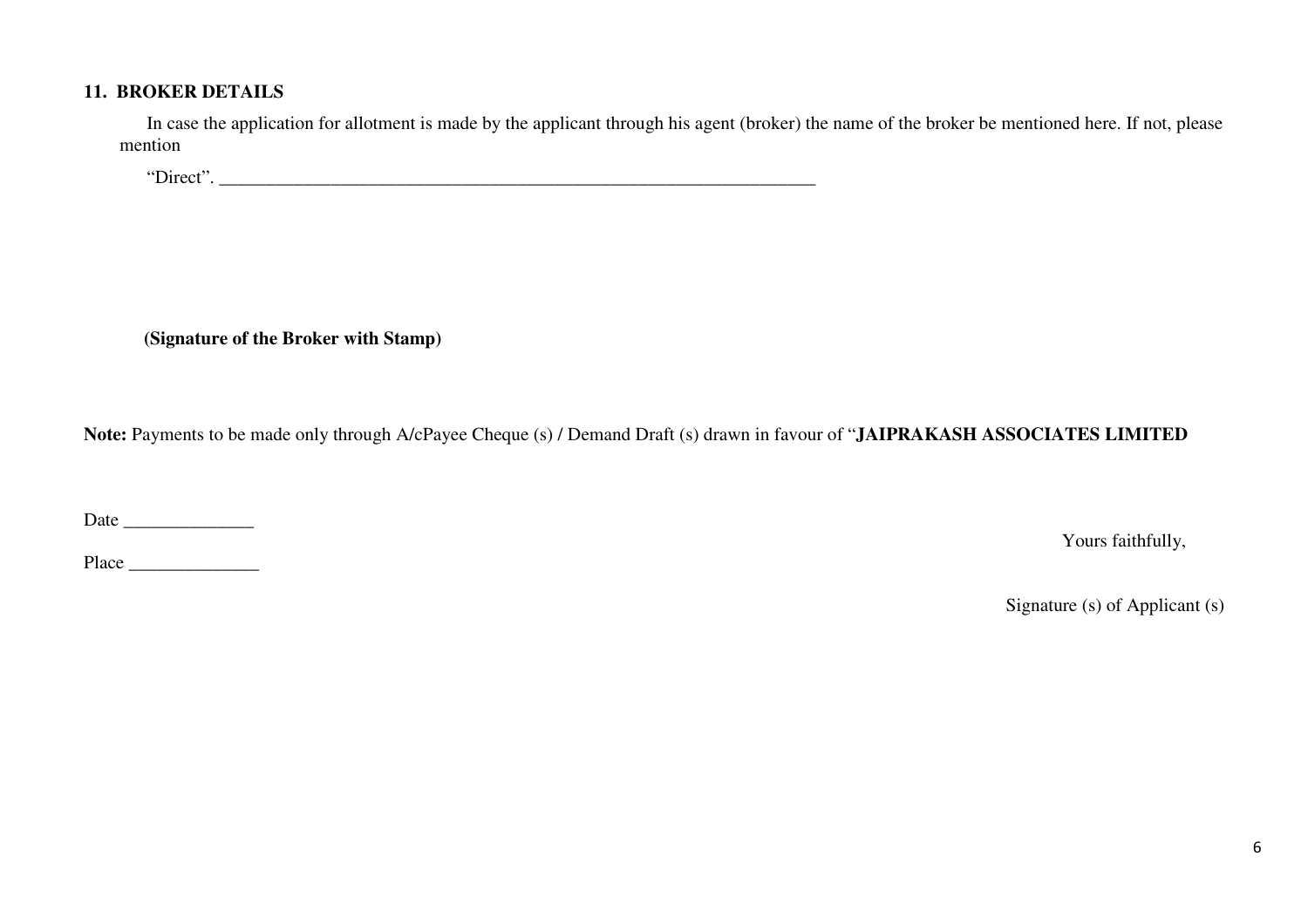## 11. BROKER DETAILS

In case the application for allotment is made by the applicant through his agent (broker) the name of the broker be mentioned here. If not, please mention

"Direct". ____________________________________________________________________

**(Signature of the Broker with Stamp)**

**Note:** Payments to be made only through A/cPayee Cheque (s) / Demand Draft (s) drawn in favour of "**JAIPRAKASH ASSOCIATES LIMITED**

Date ______________

Place ______________

Yours faithfully,

Signature (s) of Applicant (s)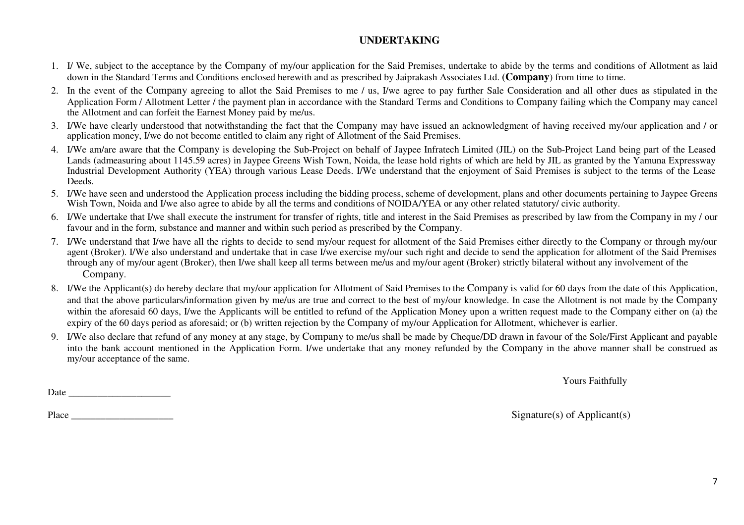# UNDERTAKING

1. I/ We, subject to the acceptance by the Company of my/our application for the Said Premises, undertake to abide by the terms and conditions of Allotment as laid down in the Standard Terms and Conditions enclosed herewith and as prescribed by Jaiprakash Associates Ltd. (**Company**) from time to time.
2. In the event of the Company agreeing to allot the Said Premises to me / us, I/we agree to pay further Sale Consideration and all other dues as stipulated in the Application Form / Allotment Letter / the payment plan in accordance with the Standard Terms and Conditions to Company failing which the Company may cancel the Allotment and can forfeit the Earnest Money paid by me/us.
3. I/We have clearly understood that notwithstanding the fact that the Company may have issued an acknowledgment of having received my/our application and / or application money, I/we do not become entitled to claim any right of Allotment of the Said Premises.
4. I/We am/are aware that the Company is developing the Sub-Project on behalf of Jaypee Infratech Limited (JIL) on the Sub-Project Land being part of the Leased Lands (admeasuring about 1145.59 acres) in Jaypee Greens Wish Town, Noida, the lease hold rights of which are held by JIL as granted by the Yamuna Expressway Industrial Development Authority (YEA) through various Lease Deeds. I/We understand that the enjoyment of Said Premises is subject to the terms of the Lease Deeds.
5. I/We have seen and understood the Application process including the bidding process, scheme of development, plans and other documents pertaining to Jaypee Greens Wish Town, Noida and I/we also agree to abide by all the terms and conditions of NOIDA/YEA or any other related statutory/ civic authority.
6. I/We undertake that I/we shall execute the instrument for transfer of rights, title and interest in the Said Premises as prescribed by law from the Company in my / our favour and in the form, substance and manner and within such period as prescribed by the Company.
7. I/We understand that I/we have all the rights to decide to send my/our request for allotment of the Said Premises either directly to the Company or through my/our agent (Broker). I/We also understand and undertake that in case I/we exercise my/our such right and decide to send the application for allotment of the Said Premises through any of my/our agent (Broker), then I/we shall keep all terms between me/us and my/our agent (Broker) strictly bilateral without any involvement of the Company.
8. I/We the Applicant(s) do hereby declare that my/our application for Allotment of Said Premises to the Company is valid for 60 days from the date of this Application, and that the above particulars/information given by me/us are true and correct to the best of my/our knowledge. In case the Allotment is not made by the Company within the aforesaid 60 days, I/we the Applicants will be entitled to refund of the Application Money upon a written request made to the Company either on (a) the expiry of the 60 days period as aforesaid; or (b) written rejection by the Company of my/our Application for Allotment, whichever is earlier.
9. I/We also declare that refund of any money at any stage, by Company to me/us shall be made by Cheque/DD drawn in favour of the Sole/First Applicant and payable into the bank account mentioned in the Application Form. I/we undertake that any money refunded by the Company in the above manner shall be construed as my/our acceptance of the same.

Yours Faithfully

Date _____________________

Place _____________________

Signature(s) of Applicant(s)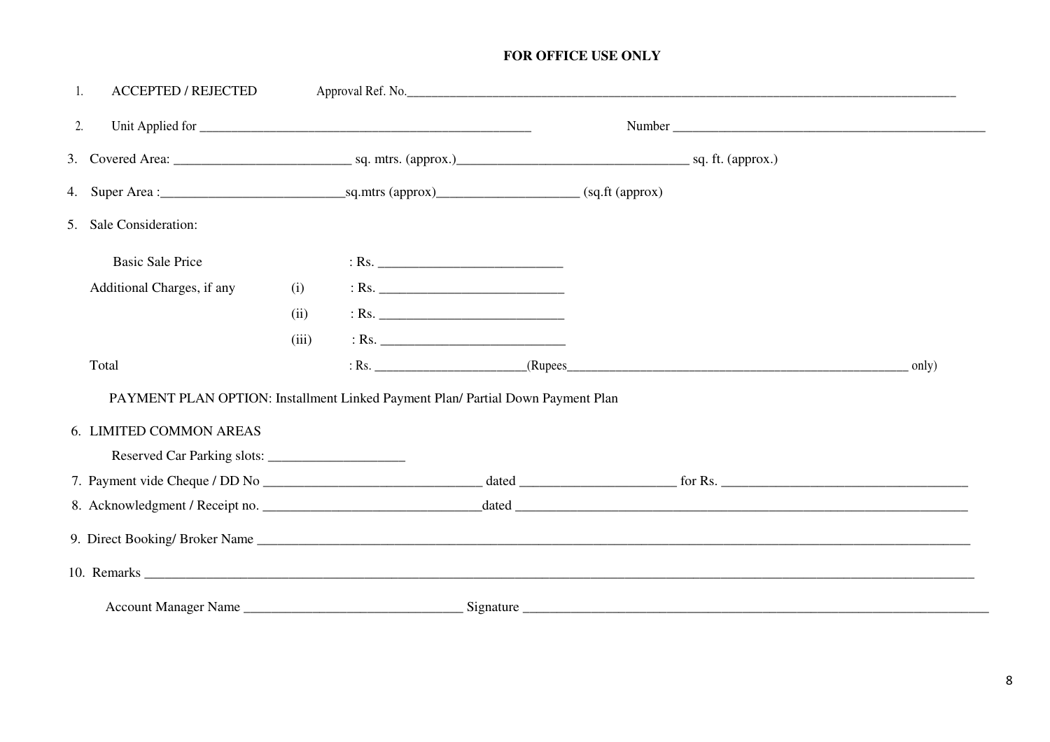**FOR OFFICE USE ONLY**

1. ACCEPTED / REJECTED Approval Ref. No.____________________________________________________________________________________

2. Unit Applied for ______________________________________________ Number ______________________________________________

3. Covered Area: ________________________ sq. mtrs. (approx.)_________________________________ sq. ft. (approx.)

4. Super Area :_________________________sq.mtrs (approx)____________________ (sq.ft (approx)

5. Sale Consideration:

| | | |
|---|---|---|
| Basic Sale Price | | : Rs. __________________________ |
| Additional Charges, if any | (i) | : Rs. __________________________ |
| | (ii) | : Rs. __________________________ |
| | (iii) | : Rs. __________________________ |
| Total | | : Rs. _______________________(Rupees_______________________________________________________ only) |

PAYMENT PLAN OPTION: Installment Linked Payment Plan/ Partial Down Payment Plan

6. LIMITED COMMON AREAS

   Reserved Car Parking slots: ___________________

7. Payment vide Cheque / DD No ______________________________ dated _____________________ for Rs. __________________________________

8. Acknowledgment / Receipt no. ______________________________dated ______________________________________________________________

9. Direct Booking/ Broker Name ______________________________________________________________________________________________

10. Remarks ______________________________________________________________________________________________________

Account Manager Name ______________________________ Signature ____________________________________________________________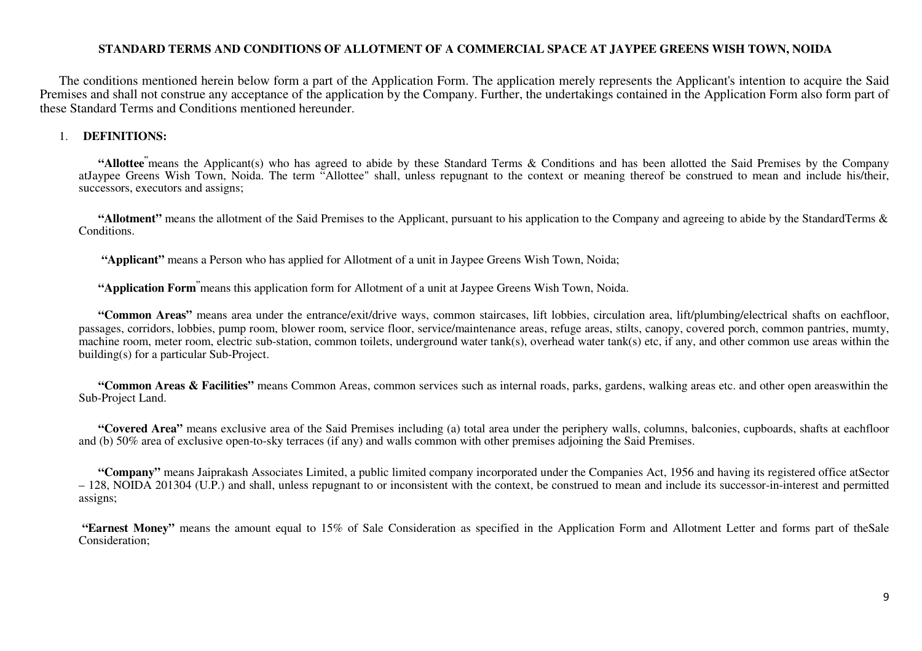**STANDARD TERMS AND CONDITIONS OF ALLOTMENT OF A COMMERCIAL SPACE AT JAYPEE GREENS WISH TOWN, NOIDA**

The conditions mentioned herein below form a part of the Application Form. The application merely represents the Applicant's intention to acquire the Said Premises and shall not construe any acceptance of the application by the Company. Further, the undertakings contained in the Application Form also form part of these Standard Terms and Conditions mentioned hereunder.

1. **DEFINITIONS:**

**"Allottee"** means the Applicant(s) who has agreed to abide by these Standard Terms & Conditions and has been allotted the Said Premises by the Company atJaypee Greens Wish Town, Noida. The term "Allottee" shall, unless repugnant to the context or meaning thereof be construed to mean and include his/their, successors, executors and assigns;

**"Allotment"** means the allotment of the Said Premises to the Applicant, pursuant to his application to the Company and agreeing to abide by the StandardTerms & Conditions.

**"Applicant"** means a Person who has applied for Allotment of a unit in Jaypee Greens Wish Town, Noida;

**"Application Form"** means this application form for Allotment of a unit at Jaypee Greens Wish Town, Noida.

**"Common Areas"** means area under the entrance/exit/drive ways, common staircases, lift lobbies, circulation area, lift/plumbing/electrical shafts on eachfloor, passages, corridors, lobbies, pump room, blower room, service floor, service/maintenance areas, refuge areas, stilts, canopy, covered porch, common pantries, mumty, machine room, meter room, electric sub-station, common toilets, underground water tank(s), overhead water tank(s) etc, if any, and other common use areas within the building(s) for a particular Sub-Project.

**"Common Areas & Facilities"** means Common Areas, common services such as internal roads, parks, gardens, walking areas etc. and other open areaswithin the Sub-Project Land.

**"Covered Area"** means exclusive area of the Said Premises including (a) total area under the periphery walls, columns, balconies, cupboards, shafts at eachfloor and (b) 50% area of exclusive open-to-sky terraces (if any) and walls common with other premises adjoining the Said Premises.

**"Company"** means Jaiprakash Associates Limited, a public limited company incorporated under the Companies Act, 1956 and having its registered office atSector – 128, NOIDA 201304 (U.P.) and shall, unless repugnant to or inconsistent with the context, be construed to mean and include its successor-in-interest and permitted assigns;

**"Earnest Money"** means the amount equal to 15% of Sale Consideration as specified in the Application Form and Allotment Letter and forms part of theSale Consideration;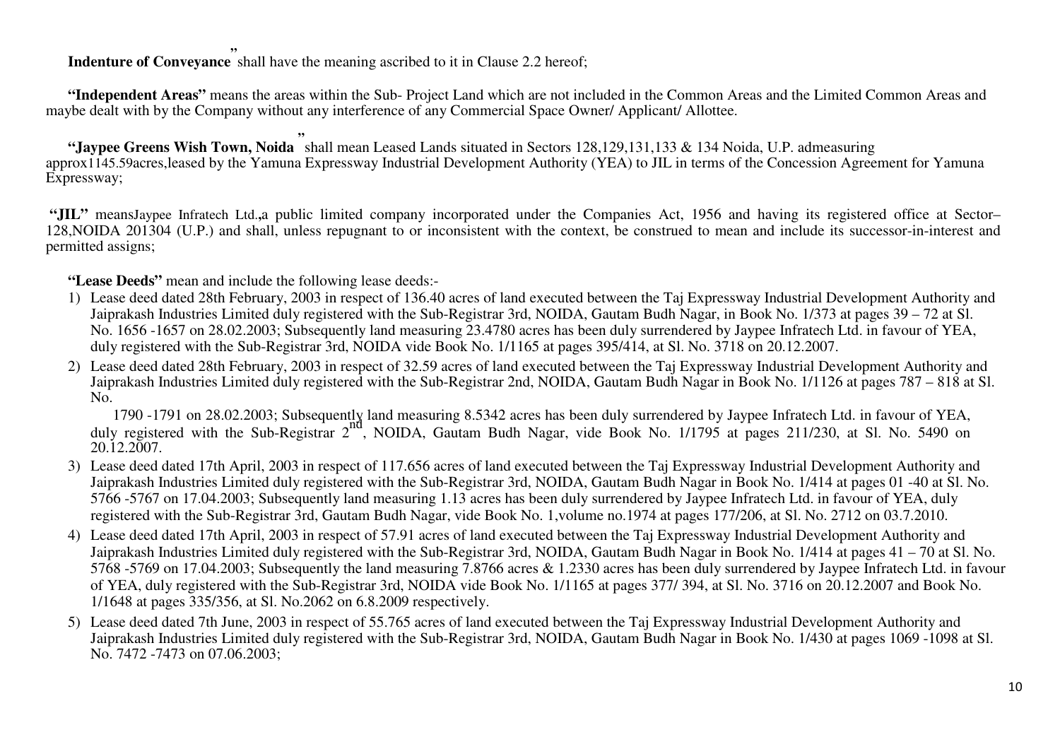**Indenture of Conveyance"** shall have the meaning ascribed to it in Clause 2.2 hereof;

**"Independent Areas"** means the areas within the Sub- Project Land which are not included in the Common Areas and the Limited Common Areas and maybe dealt with by the Company without any interference of any Commercial Space Owner/ Applicant/ Allottee.

**"Jaypee Greens Wish Town, Noida"** shall mean Leased Lands situated in Sectors 128,129,131,133 & 134 Noida, U.P. admeasuring approx1145.59acres,leased by the Yamuna Expressway Industrial Development Authority (YEA) to JIL in terms of the Concession Agreement for Yamuna Expressway;

**"JIL"** meansJaypee Infratech Ltd.,a public limited company incorporated under the Companies Act, 1956 and having its registered office at Sector–128,NOIDA 201304 (U.P.) and shall, unless repugnant to or inconsistent with the context, be construed to mean and include its successor-in-interest and permitted assigns;

**"Lease Deeds"** mean and include the following lease deeds:-

1) Lease deed dated 28th February, 2003 in respect of 136.40 acres of land executed between the Taj Expressway Industrial Development Authority and Jaiprakash Industries Limited duly registered with the Sub-Registrar 3rd, NOIDA, Gautam Budh Nagar, in Book No. 1/373 at pages 39 – 72 at Sl. No. 1656 -1657 on 28.02.2003; Subsequently land measuring 23.4780 acres has been duly surrendered by Jaypee Infratech Ltd. in favour of YEA, duly registered with the Sub-Registrar 3rd, NOIDA vide Book No. 1/1165 at pages 395/414, at Sl. No. 3718 on 20.12.2007.
2) Lease deed dated 28th February, 2003 in respect of 32.59 acres of land executed between the Taj Expressway Industrial Development Authority and Jaiprakash Industries Limited duly registered with the Sub-Registrar 2nd, NOIDA, Gautam Budh Nagar in Book No. 1/1126 at pages 787 – 818 at Sl. No. 1790 -1791 on 28.02.2003; Subsequently land measuring 8.5342 acres has been duly surrendered by Jaypee Infratech Ltd. in favour of YEA, duly registered with the Sub-Registrar 2nd, NOIDA, Gautam Budh Nagar, vide Book No. 1/1795 at pages 211/230, at Sl. No. 5490 on 20.12.2007.
3) Lease deed dated 17th April, 2003 in respect of 117.656 acres of land executed between the Taj Expressway Industrial Development Authority and Jaiprakash Industries Limited duly registered with the Sub-Registrar 3rd, NOIDA, Gautam Budh Nagar in Book No. 1/414 at pages 01 -40 at Sl. No. 5766 -5767 on 17.04.2003; Subsequently land measuring 1.13 acres has been duly surrendered by Jaypee Infratech Ltd. in favour of YEA, duly registered with the Sub-Registrar 3rd, Gautam Budh Nagar, vide Book No. 1,volume no.1974 at pages 177/206, at Sl. No. 2712 on 03.7.2010.
4) Lease deed dated 17th April, 2003 in respect of 57.91 acres of land executed between the Taj Expressway Industrial Development Authority and Jaiprakash Industries Limited duly registered with the Sub-Registrar 3rd, NOIDA, Gautam Budh Nagar in Book No. 1/414 at pages 41 – 70 at Sl. No. 5768 -5769 on 17.04.2003; Subsequently the land measuring 7.8766 acres & 1.2330 acres has been duly surrendered by Jaypee Infratech Ltd. in favour of YEA, duly registered with the Sub-Registrar 3rd, NOIDA vide Book No. 1/1165 at pages 377/ 394, at Sl. No. 3716 on 20.12.2007 and Book No. 1/1648 at pages 335/356, at Sl. No.2062 on 6.8.2009 respectively.
5) Lease deed dated 7th June, 2003 in respect of 55.765 acres of land executed between the Taj Expressway Industrial Development Authority and Jaiprakash Industries Limited duly registered with the Sub-Registrar 3rd, NOIDA, Gautam Budh Nagar in Book No. 1/430 at pages 1069 -1098 at Sl. No. 7472 -7473 on 07.06.2003;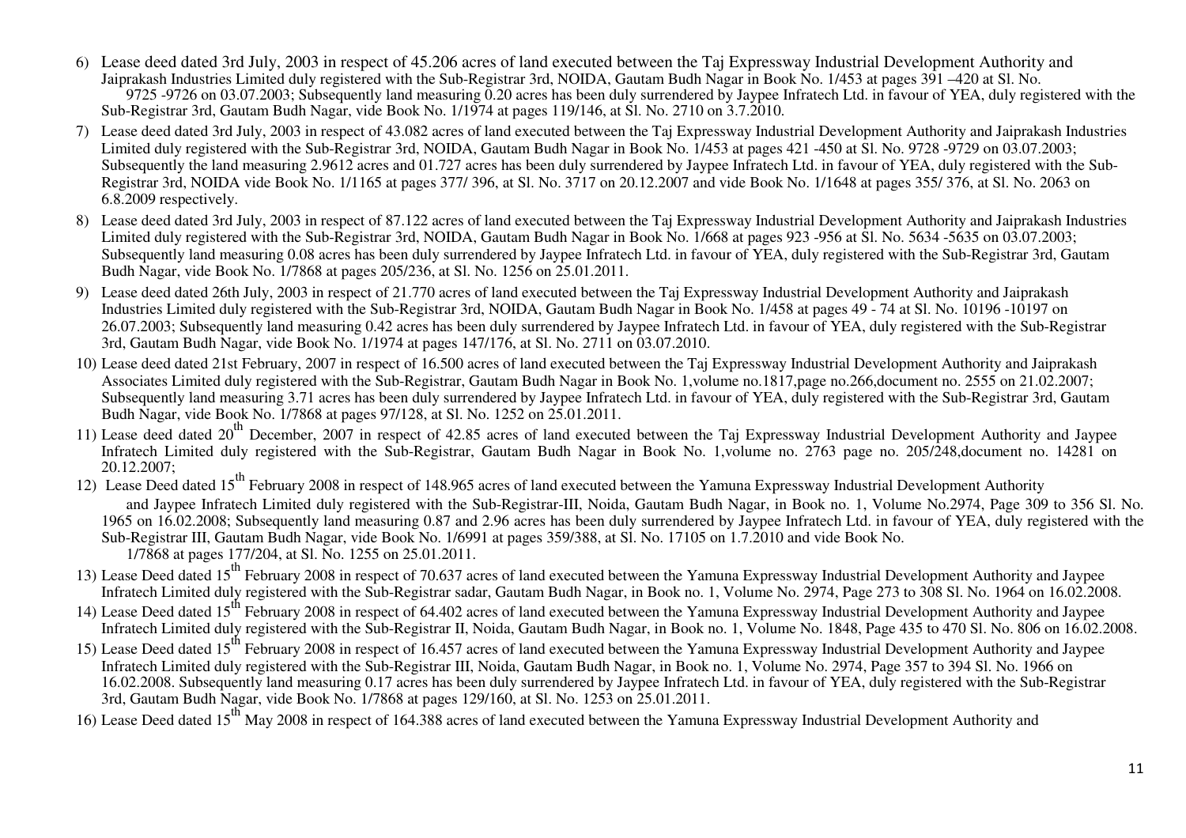6) Lease deed dated 3rd July, 2003 in respect of 45.206 acres of land executed between the Taj Expressway Industrial Development Authority and Jaiprakash Industries Limited duly registered with the Sub-Registrar 3rd, NOIDA, Gautam Budh Nagar in Book No. 1/453 at pages 391 –420 at Sl. No. 9725 -9726 on 03.07.2003; Subsequently land measuring 0.20 acres has been duly surrendered by Jaypee Infratech Ltd. in favour of YEA, duly registered with the Sub-Registrar 3rd, Gautam Budh Nagar, vide Book No. 1/1974 at pages 119/146, at Sl. No. 2710 on 3.7.2010.

7) Lease deed dated 3rd July, 2003 in respect of 43.082 acres of land executed between the Taj Expressway Industrial Development Authority and Jaiprakash Industries Limited duly registered with the Sub-Registrar 3rd, NOIDA, Gautam Budh Nagar in Book No. 1/453 at pages 421 -450 at Sl. No. 9728 -9729 on 03.07.2003; Subsequently the land measuring 2.9612 acres and 01.727 acres has been duly surrendered by Jaypee Infratech Ltd. in favour of YEA, duly registered with the Sub-Registrar 3rd, NOIDA vide Book No. 1/1165 at pages 377/ 396, at Sl. No. 3717 on 20.12.2007 and vide Book No. 1/1648 at pages 355/ 376, at Sl. No. 2063 on 6.8.2009 respectively.

8) Lease deed dated 3rd July, 2003 in respect of 87.122 acres of land executed between the Taj Expressway Industrial Development Authority and Jaiprakash Industries Limited duly registered with the Sub-Registrar 3rd, NOIDA, Gautam Budh Nagar in Book No. 1/668 at pages 923 -956 at Sl. No. 5634 -5635 on 03.07.2003; Subsequently land measuring 0.08 acres has been duly surrendered by Jaypee Infratech Ltd. in favour of YEA, duly registered with the Sub-Registrar 3rd, Gautam Budh Nagar, vide Book No. 1/7868 at pages 205/236, at Sl. No. 1256 on 25.01.2011.

9) Lease deed dated 26th July, 2003 in respect of 21.770 acres of land executed between the Taj Expressway Industrial Development Authority and Jaiprakash Industries Limited duly registered with the Sub-Registrar 3rd, NOIDA, Gautam Budh Nagar in Book No. 1/458 at pages 49 - 74 at Sl. No. 10196 -10197 on 26.07.2003; Subsequently land measuring 0.42 acres has been duly surrendered by Jaypee Infratech Ltd. in favour of YEA, duly registered with the Sub-Registrar 3rd, Gautam Budh Nagar, vide Book No. 1/1974 at pages 147/176, at Sl. No. 2711 on 03.07.2010.

10) Lease deed dated 21st February, 2007 in respect of 16.500 acres of land executed between the Taj Expressway Industrial Development Authority and Jaiprakash Associates Limited duly registered with the Sub-Registrar, Gautam Budh Nagar in Book No. 1,volume no.1817,page no.266,document no. 2555 on 21.02.2007; Subsequently land measuring 3.71 acres has been duly surrendered by Jaypee Infratech Ltd. in favour of YEA, duly registered with the Sub-Registrar 3rd, Gautam Budh Nagar, vide Book No. 1/7868 at pages 97/128, at Sl. No. 1252 on 25.01.2011.

11) Lease deed dated 20th December, 2007 in respect of 42.85 acres of land executed between the Taj Expressway Industrial Development Authority and Jaypee Infratech Limited duly registered with the Sub-Registrar, Gautam Budh Nagar in Book No. 1,volume no. 2763 page no. 205/248,document no. 14281 on 20.12.2007;

12) Lease Deed dated 15th February 2008 in respect of 148.965 acres of land executed between the Yamuna Expressway Industrial Development Authority and Jaypee Infratech Limited duly registered with the Sub-Registrar-III, Noida, Gautam Budh Nagar, in Book no. 1, Volume No.2974, Page 309 to 356 Sl. No. 1965 on 16.02.2008; Subsequently land measuring 0.87 and 2.96 acres has been duly surrendered by Jaypee Infratech Ltd. in favour of YEA, duly registered with the Sub-Registrar III, Gautam Budh Nagar, vide Book No. 1/6991 at pages 359/388, at Sl. No. 17105 on 1.7.2010 and vide Book No. 1/7868 at pages 177/204, at Sl. No. 1255 on 25.01.2011.

13) Lease Deed dated 15th February 2008 in respect of 70.637 acres of land executed between the Yamuna Expressway Industrial Development Authority and Jaypee Infratech Limited duly registered with the Sub-Registrar sadar, Gautam Budh Nagar, in Book no. 1, Volume No. 2974, Page 273 to 308 Sl. No. 1964 on 16.02.2008.

14) Lease Deed dated 15th February 2008 in respect of 64.402 acres of land executed between the Yamuna Expressway Industrial Development Authority and Jaypee Infratech Limited duly registered with the Sub-Registrar II, Noida, Gautam Budh Nagar, in Book no. 1, Volume No. 1848, Page 435 to 470 Sl. No. 806 on 16.02.2008.

15) Lease Deed dated 15th February 2008 in respect of 16.457 acres of land executed between the Yamuna Expressway Industrial Development Authority and Jaypee Infratech Limited duly registered with the Sub-Registrar III, Noida, Gautam Budh Nagar, in Book no. 1, Volume No. 2974, Page 357 to 394 Sl. No. 1966 on 16.02.2008. Subsequently land measuring 0.17 acres has been duly surrendered by Jaypee Infratech Ltd. in favour of YEA, duly registered with the Sub-Registrar 3rd, Gautam Budh Nagar, vide Book No. 1/7868 at pages 129/160, at Sl. No. 1253 on 25.01.2011.

16) Lease Deed dated 15th May 2008 in respect of 164.388 acres of land executed between the Yamuna Expressway Industrial Development Authority and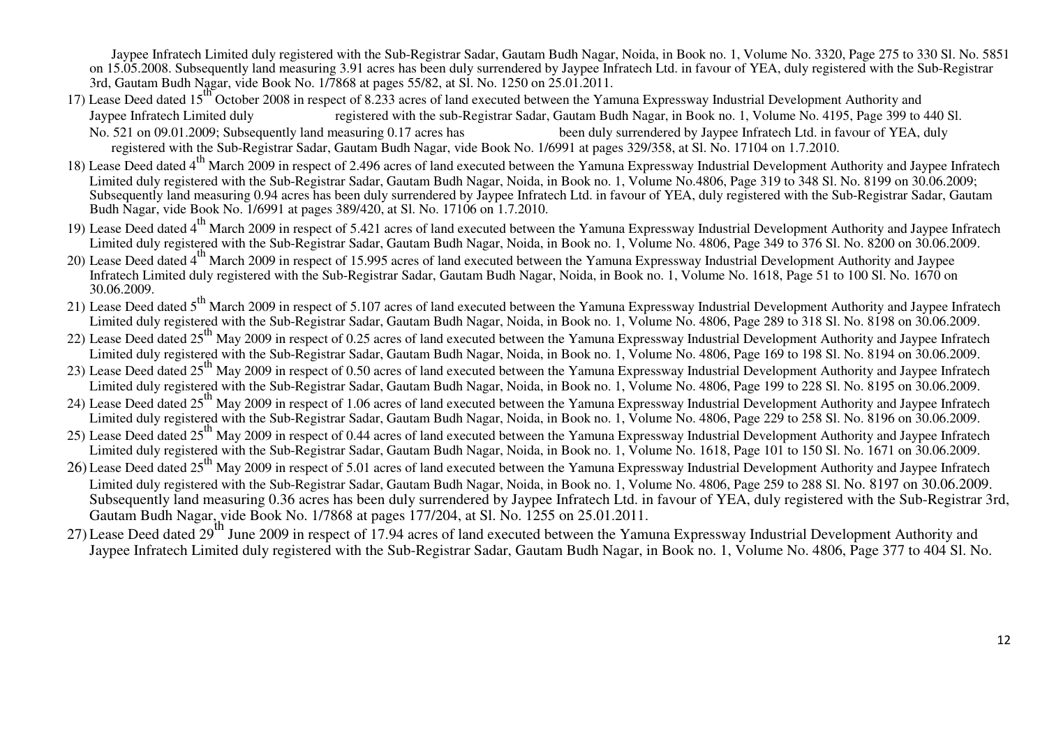Jaypee Infratech Limited duly registered with the Sub-Registrar Sadar, Gautam Budh Nagar, Noida, in Book no. 1, Volume No. 3320, Page 275 to 330 Sl. No. 5851 on 15.05.2008. Subsequently land measuring 3.91 acres has been duly surrendered by Jaypee Infratech Ltd. in favour of YEA, duly registered with the Sub-Registrar 3rd, Gautam Budh Nagar, vide Book No. 1/7868 at pages 55/82, at Sl. No. 1250 on 25.01.2011.

17) Lease Deed dated 15th October 2008 in respect of 8.233 acres of land executed between the Yamuna Expressway Industrial Development Authority and Jaypee Infratech Limited duly registered with the sub-Registrar Sadar, Gautam Budh Nagar, in Book no. 1, Volume No. 4195, Page 399 to 440 Sl. No. 521 on 09.01.2009; Subsequently land measuring 0.17 acres has been duly surrendered by Jaypee Infratech Ltd. in favour of YEA, duly registered with the Sub-Registrar Sadar, Gautam Budh Nagar, vide Book No. 1/6991 at pages 329/358, at Sl. No. 17104 on 1.7.2010.

18) Lease Deed dated 4th March 2009 in respect of 2.496 acres of land executed between the Yamuna Expressway Industrial Development Authority and Jaypee Infratech Limited duly registered with the Sub-Registrar Sadar, Gautam Budh Nagar, Noida, in Book no. 1, Volume No.4806, Page 319 to 348 Sl. No. 8199 on 30.06.2009; Subsequently land measuring 0.94 acres has been duly surrendered by Jaypee Infratech Ltd. in favour of YEA, duly registered with the Sub-Registrar Sadar, Gautam Budh Nagar, vide Book No. 1/6991 at pages 389/420, at Sl. No. 17106 on 1.7.2010.

19) Lease Deed dated 4th March 2009 in respect of 5.421 acres of land executed between the Yamuna Expressway Industrial Development Authority and Jaypee Infratech Limited duly registered with the Sub-Registrar Sadar, Gautam Budh Nagar, Noida, in Book no. 1, Volume No. 4806, Page 349 to 376 Sl. No. 8200 on 30.06.2009.

20) Lease Deed dated 4th March 2009 in respect of 15.995 acres of land executed between the Yamuna Expressway Industrial Development Authority and Jaypee Infratech Limited duly registered with the Sub-Registrar Sadar, Gautam Budh Nagar, Noida, in Book no. 1, Volume No. 1618, Page 51 to 100 Sl. No. 1670 on 30.06.2009.

21) Lease Deed dated 5th March 2009 in respect of 5.107 acres of land executed between the Yamuna Expressway Industrial Development Authority and Jaypee Infratech Limited duly registered with the Sub-Registrar Sadar, Gautam Budh Nagar, Noida, in Book no. 1, Volume No. 4806, Page 289 to 318 Sl. No. 8198 on 30.06.2009.

22) Lease Deed dated 25th May 2009 in respect of 0.25 acres of land executed between the Yamuna Expressway Industrial Development Authority and Jaypee Infratech Limited duly registered with the Sub-Registrar Sadar, Gautam Budh Nagar, Noida, in Book no. 1, Volume No. 4806, Page 169 to 198 Sl. No. 8194 on 30.06.2009.

23) Lease Deed dated 25th May 2009 in respect of 0.50 acres of land executed between the Yamuna Expressway Industrial Development Authority and Jaypee Infratech Limited duly registered with the Sub-Registrar Sadar, Gautam Budh Nagar, Noida, in Book no. 1, Volume No. 4806, Page 199 to 228 Sl. No. 8195 on 30.06.2009.

24) Lease Deed dated 25th May 2009 in respect of 1.06 acres of land executed between the Yamuna Expressway Industrial Development Authority and Jaypee Infratech Limited duly registered with the Sub-Registrar Sadar, Gautam Budh Nagar, Noida, in Book no. 1, Volume No. 4806, Page 229 to 258 Sl. No. 8196 on 30.06.2009.

25) Lease Deed dated 25th May 2009 in respect of 0.44 acres of land executed between the Yamuna Expressway Industrial Development Authority and Jaypee Infratech Limited duly registered with the Sub-Registrar Sadar, Gautam Budh Nagar, Noida, in Book no. 1, Volume No. 1618, Page 101 to 150 Sl. No. 1671 on 30.06.2009.

26) Lease Deed dated 25th May 2009 in respect of 5.01 acres of land executed between the Yamuna Expressway Industrial Development Authority and Jaypee Infratech Limited duly registered with the Sub-Registrar Sadar, Gautam Budh Nagar, Noida, in Book no. 1, Volume No. 4806, Page 259 to 288 Sl. No. 8197 on 30.06.2009. Subsequently land measuring 0.36 acres has been duly surrendered by Jaypee Infratech Ltd. in favour of YEA, duly registered with the Sub-Registrar 3rd, Gautam Budh Nagar, vide Book No. 1/7868 at pages 177/204, at Sl. No. 1255 on 25.01.2011.

27) Lease Deed dated 29th June 2009 in respect of 17.94 acres of land executed between the Yamuna Expressway Industrial Development Authority and Jaypee Infratech Limited duly registered with the Sub-Registrar Sadar, Gautam Budh Nagar, in Book no. 1, Volume No. 4806, Page 377 to 404 Sl. No.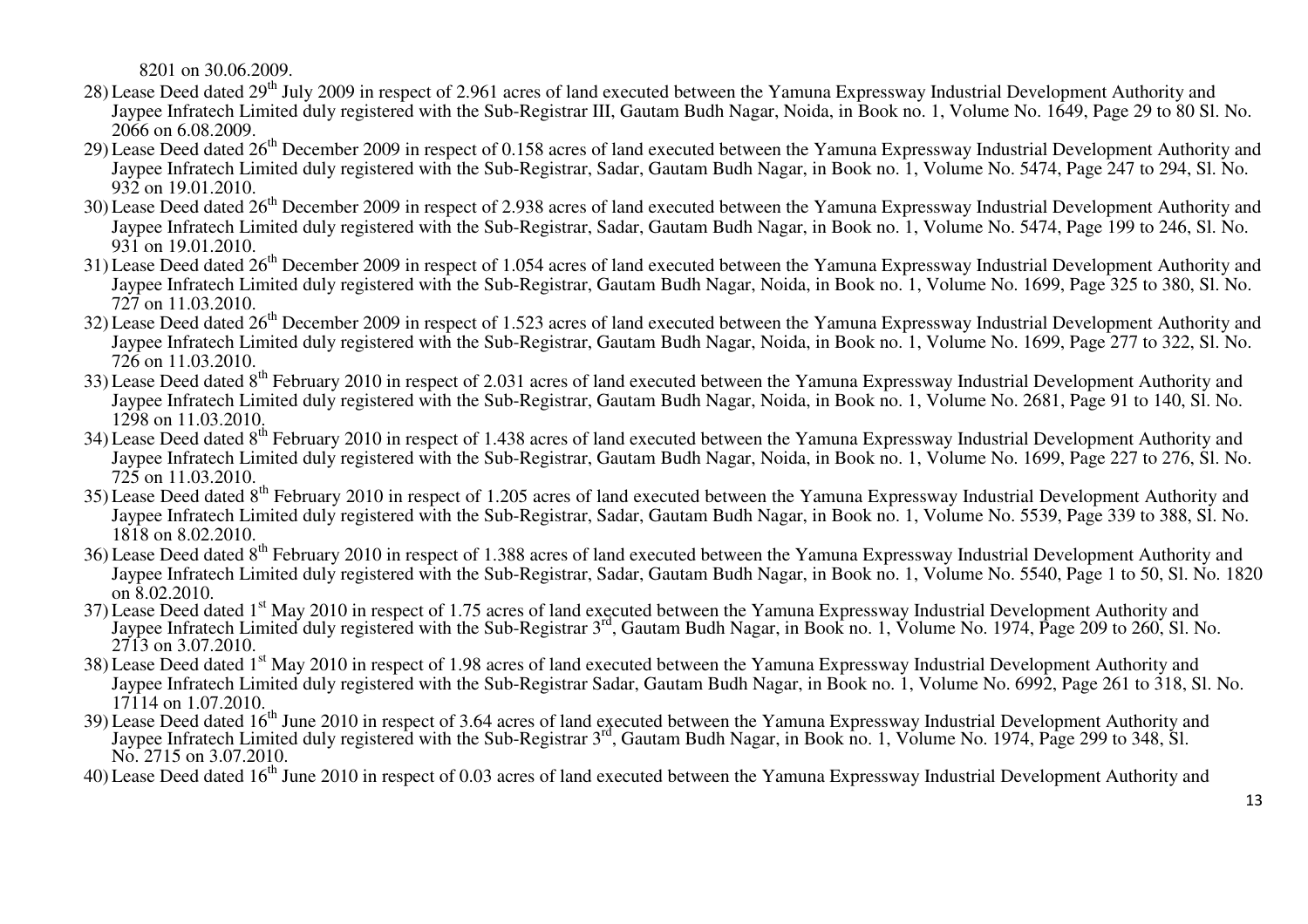8201 on 30.06.2009.

28) Lease Deed dated 29th July 2009 in respect of 2.961 acres of land executed between the Yamuna Expressway Industrial Development Authority and Jaypee Infratech Limited duly registered with the Sub-Registrar III, Gautam Budh Nagar, Noida, in Book no. 1, Volume No. 1649, Page 29 to 80 Sl. No. 2066 on 6.08.2009.

29) Lease Deed dated 26th December 2009 in respect of 0.158 acres of land executed between the Yamuna Expressway Industrial Development Authority and Jaypee Infratech Limited duly registered with the Sub-Registrar, Sadar, Gautam Budh Nagar, in Book no. 1, Volume No. 5474, Page 247 to 294, Sl. No. 932 on 19.01.2010.

30) Lease Deed dated 26th December 2009 in respect of 2.938 acres of land executed between the Yamuna Expressway Industrial Development Authority and Jaypee Infratech Limited duly registered with the Sub-Registrar, Sadar, Gautam Budh Nagar, in Book no. 1, Volume No. 5474, Page 199 to 246, Sl. No. 931 on 19.01.2010.

31) Lease Deed dated 26th December 2009 in respect of 1.054 acres of land executed between the Yamuna Expressway Industrial Development Authority and Jaypee Infratech Limited duly registered with the Sub-Registrar, Gautam Budh Nagar, Noida, in Book no. 1, Volume No. 1699, Page 325 to 380, Sl. No. 727 on 11.03.2010.

32) Lease Deed dated 26th December 2009 in respect of 1.523 acres of land executed between the Yamuna Expressway Industrial Development Authority and Jaypee Infratech Limited duly registered with the Sub-Registrar, Gautam Budh Nagar, Noida, in Book no. 1, Volume No. 1699, Page 277 to 322, Sl. No. 726 on 11.03.2010.

33) Lease Deed dated 8th February 2010 in respect of 2.031 acres of land executed between the Yamuna Expressway Industrial Development Authority and Jaypee Infratech Limited duly registered with the Sub-Registrar, Gautam Budh Nagar, Noida, in Book no. 1, Volume No. 2681, Page 91 to 140, Sl. No. 1298 on 11.03.2010.

34) Lease Deed dated 8th February 2010 in respect of 1.438 acres of land executed between the Yamuna Expressway Industrial Development Authority and Jaypee Infratech Limited duly registered with the Sub-Registrar, Gautam Budh Nagar, Noida, in Book no. 1, Volume No. 1699, Page 227 to 276, Sl. No. 725 on 11.03.2010.

35) Lease Deed dated 8th February 2010 in respect of 1.205 acres of land executed between the Yamuna Expressway Industrial Development Authority and Jaypee Infratech Limited duly registered with the Sub-Registrar, Sadar, Gautam Budh Nagar, in Book no. 1, Volume No. 5539, Page 339 to 388, Sl. No. 1818 on 8.02.2010.

36) Lease Deed dated 8th February 2010 in respect of 1.388 acres of land executed between the Yamuna Expressway Industrial Development Authority and Jaypee Infratech Limited duly registered with the Sub-Registrar, Sadar, Gautam Budh Nagar, in Book no. 1, Volume No. 5540, Page 1 to 50, Sl. No. 1820 on 8.02.2010.

37) Lease Deed dated 1st May 2010 in respect of 1.75 acres of land executed between the Yamuna Expressway Industrial Development Authority and Jaypee Infratech Limited duly registered with the Sub-Registrar 3rd, Gautam Budh Nagar, in Book no. 1, Volume No. 1974, Page 209 to 260, Sl. No. 2713 on 3.07.2010.

38) Lease Deed dated 1st May 2010 in respect of 1.98 acres of land executed between the Yamuna Expressway Industrial Development Authority and Jaypee Infratech Limited duly registered with the Sub-Registrar Sadar, Gautam Budh Nagar, in Book no. 1, Volume No. 6992, Page 261 to 318, Sl. No. 17114 on 1.07.2010.

39) Lease Deed dated 16th June 2010 in respect of 3.64 acres of land executed between the Yamuna Expressway Industrial Development Authority and Jaypee Infratech Limited duly registered with the Sub-Registrar 3rd, Gautam Budh Nagar, in Book no. 1, Volume No. 1974, Page 299 to 348, Sl. No. 2715 on 3.07.2010.

40) Lease Deed dated 16th June 2010 in respect of 0.03 acres of land executed between the Yamuna Expressway Industrial Development Authority and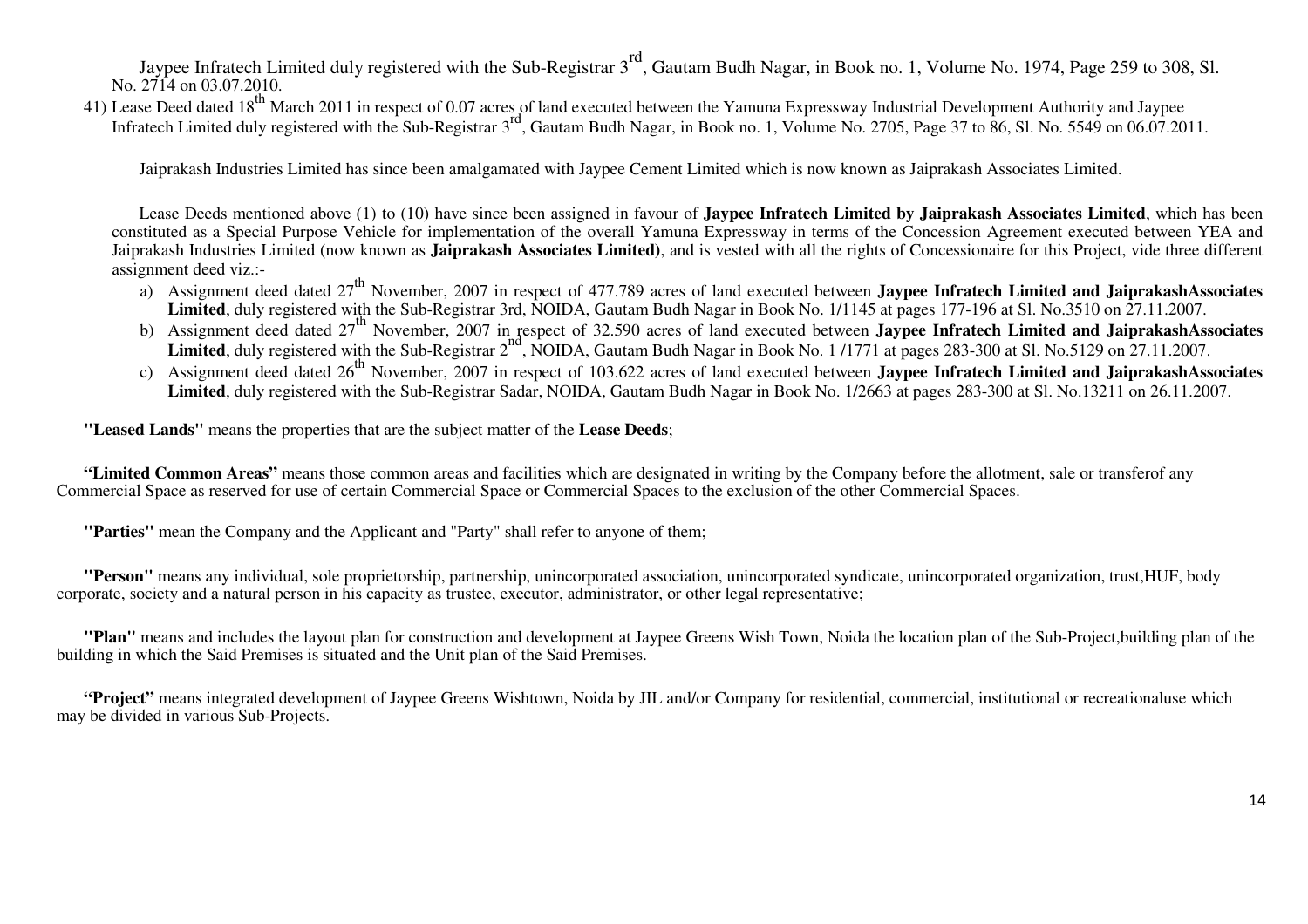Jaypee Infratech Limited duly registered with the Sub-Registrar 3[rd], Gautam Budh Nagar, in Book no. 1, Volume No. 1974, Page 259 to 308, Sl. No. 2714 on 03.07.2010.

41) Lease Deed dated 18[th] March 2011 in respect of 0.07 acres of land executed between the Yamuna Expressway Industrial Development Authority and Jaypee Infratech Limited duly registered with the Sub-Registrar 3[rd], Gautam Budh Nagar, in Book no. 1, Volume No. 2705, Page 37 to 86, Sl. No. 5549 on 06.07.2011.

Jaiprakash Industries Limited has since been amalgamated with Jaypee Cement Limited which is now known as Jaiprakash Associates Limited.

Lease Deeds mentioned above (1) to (10) have since been assigned in favour of **Jaypee Infratech Limited by Jaiprakash Associates Limited**, which has been constituted as a Special Purpose Vehicle for implementation of the overall Yamuna Expressway in terms of the Concession Agreement executed between YEA and Jaiprakash Industries Limited (now known as **Jaiprakash Associates Limited**), and is vested with all the rights of Concessionaire for this Project, vide three different assignment deed viz.:-

a) Assignment deed dated 27[th] November, 2007 in respect of 477.789 acres of land executed between **Jaypee Infratech Limited and JaiprakashAssociates Limited**, duly registered with the Sub-Registrar 3rd, NOIDA, Gautam Budh Nagar in Book No. 1/1145 at pages 177-196 at Sl. No.3510 on 27.11.2007.

b) Assignment deed dated 27[th] November, 2007 in respect of 32.590 acres of land executed between **Jaypee Infratech Limited and JaiprakashAssociates Limited**, duly registered with the Sub-Registrar 2[nd], NOIDA, Gautam Budh Nagar in Book No. 1 /1771 at pages 283-300 at Sl. No.5129 on 27.11.2007.

c) Assignment deed dated 26[th] November, 2007 in respect of 103.622 acres of land executed between **Jaypee Infratech Limited and JaiprakashAssociates Limited**, duly registered with the Sub-Registrar Sadar, NOIDA, Gautam Budh Nagar in Book No. 1/2663 at pages 283-300 at Sl. No.13211 on 26.11.2007.

**"Leased Lands"** means the properties that are the subject matter of the **Lease Deeds**;

**"Limited Common Areas"** means those common areas and facilities which are designated in writing by the Company before the allotment, sale or transferof any Commercial Space as reserved for use of certain Commercial Space or Commercial Spaces to the exclusion of the other Commercial Spaces.

**"Parties"** mean the Company and the Applicant and "Party" shall refer to anyone of them;

**"Person"** means any individual, sole proprietorship, partnership, unincorporated association, unincorporated syndicate, unincorporated organization, trust,HUF, body corporate, society and a natural person in his capacity as trustee, executor, administrator, or other legal representative;

**"Plan"** means and includes the layout plan for construction and development at Jaypee Greens Wish Town, Noida the location plan of the Sub-Project,building plan of the building in which the Said Premises is situated and the Unit plan of the Said Premises.

**"Project"** means integrated development of Jaypee Greens Wishtown, Noida by JIL and/or Company for residential, commercial, institutional or recreationaluse which may be divided in various Sub-Projects.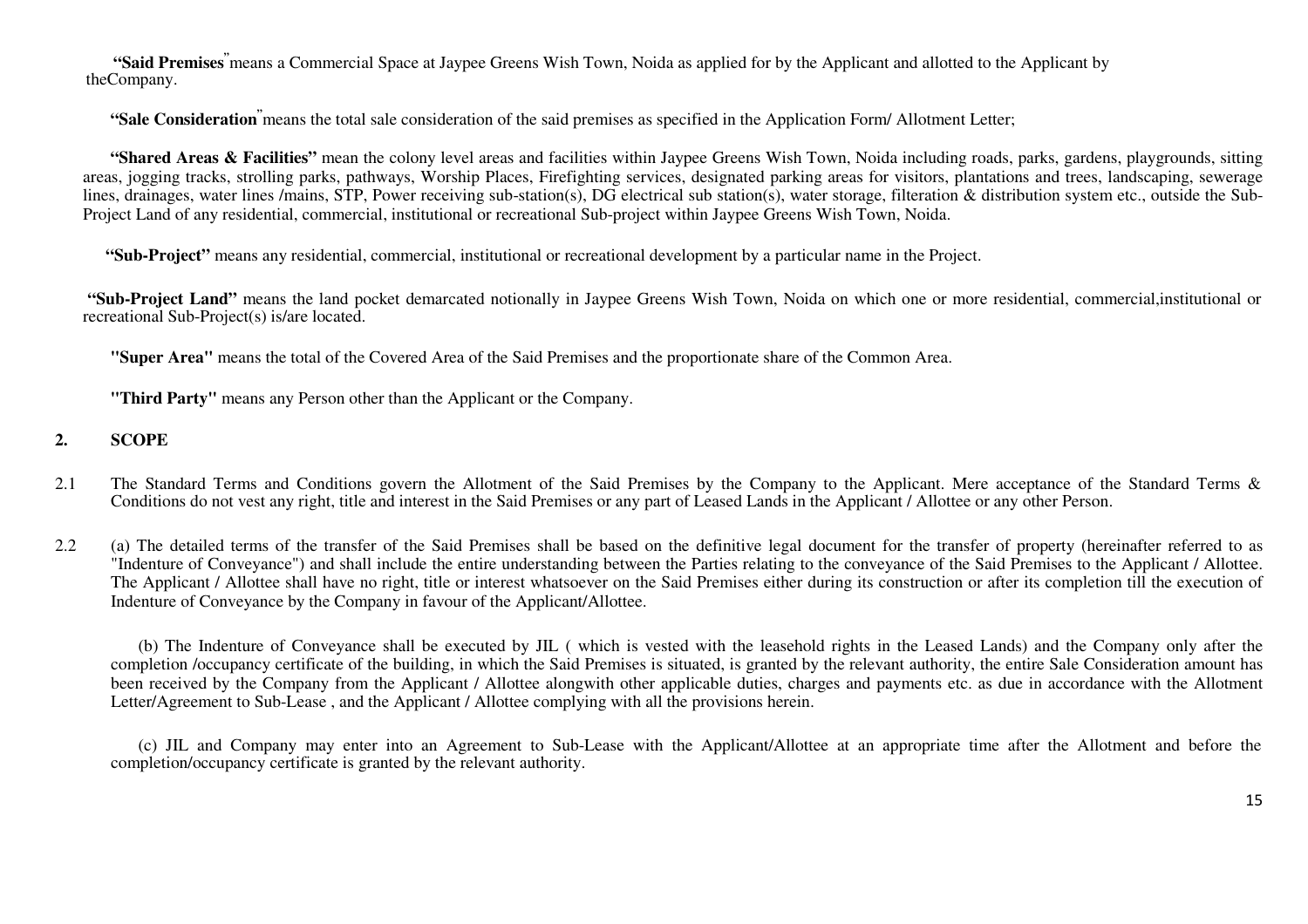**"Said Premises"** means a Commercial Space at Jaypee Greens Wish Town, Noida as applied for by the Applicant and allotted to the Applicant by theCompany.

**"Sale Consideration"** means the total sale consideration of the said premises as specified in the Application Form/ Allotment Letter;

**"Shared Areas & Facilities"** mean the colony level areas and facilities within Jaypee Greens Wish Town, Noida including roads, parks, gardens, playgrounds, sitting areas, jogging tracks, strolling parks, pathways, Worship Places, Firefighting services, designated parking areas for visitors, plantations and trees, landscaping, sewerage lines, drainages, water lines /mains, STP, Power receiving sub-station(s), DG electrical sub station(s), water storage, filteration & distribution system etc., outside the Sub-Project Land of any residential, commercial, institutional or recreational Sub-project within Jaypee Greens Wish Town, Noida.

**"Sub-Project"** means any residential, commercial, institutional or recreational development by a particular name in the Project.

**"Sub-Project Land"** means the land pocket demarcated notionally in Jaypee Greens Wish Town, Noida on which one or more residential, commercial,institutional or recreational Sub-Project(s) is/are located.

**"Super Area"** means the total of the Covered Area of the Said Premises and the proportionate share of the Common Area.

**"Third Party"** means any Person other than the Applicant or the Company.

## 2. SCOPE

2.1 The Standard Terms and Conditions govern the Allotment of the Said Premises by the Company to the Applicant. Mere acceptance of the Standard Terms & Conditions do not vest any right, title and interest in the Said Premises or any part of Leased Lands in the Applicant / Allottee or any other Person.

2.2 (a) The detailed terms of the transfer of the Said Premises shall be based on the definitive legal document for the transfer of property (hereinafter referred to as "Indenture of Conveyance") and shall include the entire understanding between the Parties relating to the conveyance of the Said Premises to the Applicant / Allottee. The Applicant / Allottee shall have no right, title or interest whatsoever on the Said Premises either during its construction or after its completion till the execution of Indenture of Conveyance by the Company in favour of the Applicant/Allottee.

(b) The Indenture of Conveyance shall be executed by JIL ( which is vested with the leasehold rights in the Leased Lands) and the Company only after the completion /occupancy certificate of the building, in which the Said Premises is situated, is granted by the relevant authority, the entire Sale Consideration amount has been received by the Company from the Applicant / Allottee alongwith other applicable duties, charges and payments etc. as due in accordance with the Allotment Letter/Agreement to Sub-Lease , and the Applicant / Allottee complying with all the provisions herein.

(c) JIL and Company may enter into an Agreement to Sub-Lease with the Applicant/Allottee at an appropriate time after the Allotment and before the completion/occupancy certificate is granted by the relevant authority.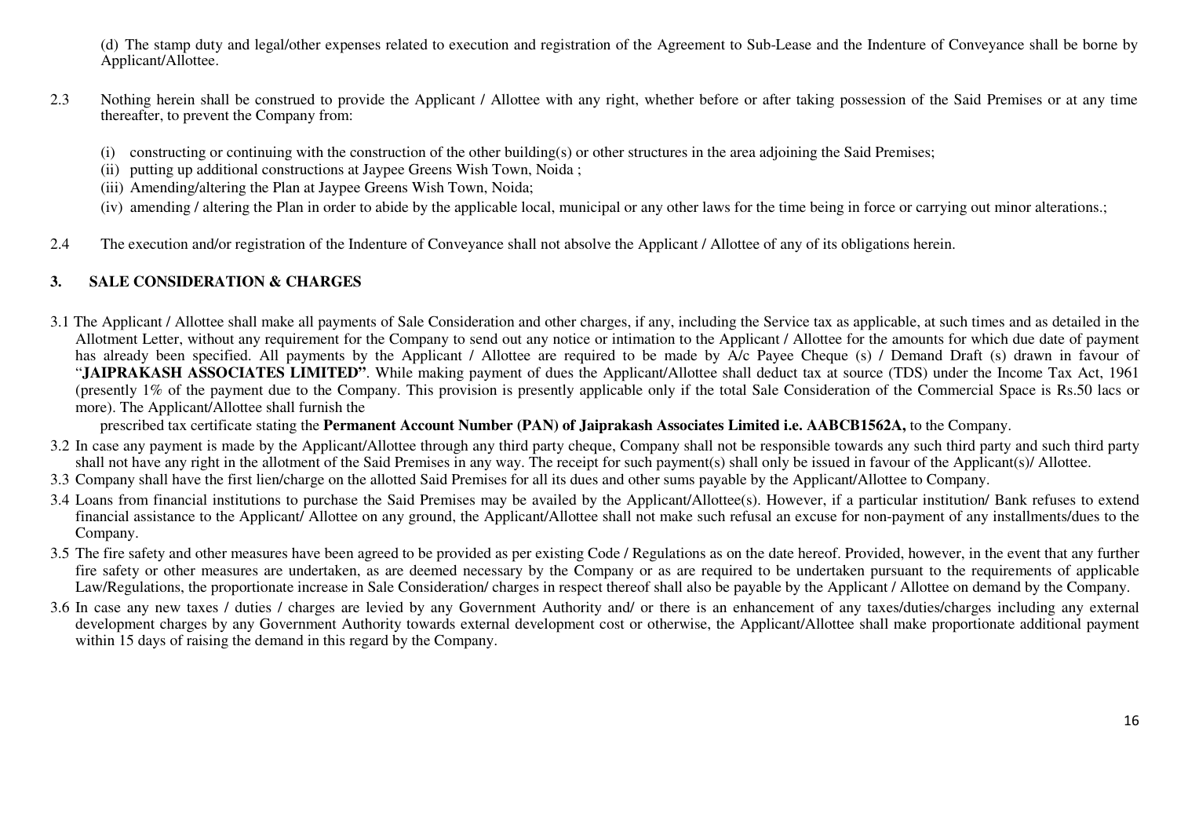(d) The stamp duty and legal/other expenses related to execution and registration of the Agreement to Sub-Lease and the Indenture of Conveyance shall be borne by Applicant/Allottee.

2.3 Nothing herein shall be construed to provide the Applicant / Allottee with any right, whether before or after taking possession of the Said Premises or at any time thereafter, to prevent the Company from:

(i) constructing or continuing with the construction of the other building(s) or other structures in the area adjoining the Said Premises;
(ii) putting up additional constructions at Jaypee Greens Wish Town, Noida ;
(iii) Amending/altering the Plan at Jaypee Greens Wish Town, Noida;
(iv) amending / altering the Plan in order to abide by the applicable local, municipal or any other laws for the time being in force or carrying out minor alterations.;

2.4 The execution and/or registration of the Indenture of Conveyance shall not absolve the Applicant / Allottee of any of its obligations herein.

## 3. SALE CONSIDERATION & CHARGES

3.1 The Applicant / Allottee shall make all payments of Sale Consideration and other charges, if any, including the Service tax as applicable, at such times and as detailed in the Allotment Letter, without any requirement for the Company to send out any notice or intimation to the Applicant / Allottee for the amounts for which due date of payment has already been specified. All payments by the Applicant / Allottee are required to be made by A/c Payee Cheque (s) / Demand Draft (s) drawn in favour of "**JAIPRAKASH ASSOCIATES LIMITED**". While making payment of dues the Applicant/Allottee shall deduct tax at source (TDS) under the Income Tax Act, 1961 (presently 1% of the payment due to the Company. This provision is presently applicable only if the total Sale Consideration of the Commercial Space is Rs.50 lacs or more). The Applicant/Allottee shall furnish the prescribed tax certificate stating the **Permanent Account Number (PAN) of Jaiprakash Associates Limited i.e. AABCB1562A,** to the Company.

3.2 In case any payment is made by the Applicant/Allottee through any third party cheque, Company shall not be responsible towards any such third party and such third party shall not have any right in the allotment of the Said Premises in any way. The receipt for such payment(s) shall only be issued in favour of the Applicant(s)/ Allottee.

3.3 Company shall have the first lien/charge on the allotted Said Premises for all its dues and other sums payable by the Applicant/Allottee to Company.

3.4 Loans from financial institutions to purchase the Said Premises may be availed by the Applicant/Allottee(s). However, if a particular institution/ Bank refuses to extend financial assistance to the Applicant/ Allottee on any ground, the Applicant/Allottee shall not make such refusal an excuse for non-payment of any installments/dues to the Company.

3.5 The fire safety and other measures have been agreed to be provided as per existing Code / Regulations as on the date hereof. Provided, however, in the event that any further fire safety or other measures are undertaken, as are deemed necessary by the Company or as are required to be undertaken pursuant to the requirements of applicable Law/Regulations, the proportionate increase in Sale Consideration/ charges in respect thereof shall also be payable by the Applicant / Allottee on demand by the Company.

3.6 In case any new taxes / duties / charges are levied by any Government Authority and/ or there is an enhancement of any taxes/duties/charges including any external development charges by any Government Authority towards external development cost or otherwise, the Applicant/Allottee shall make proportionate additional payment within 15 days of raising the demand in this regard by the Company.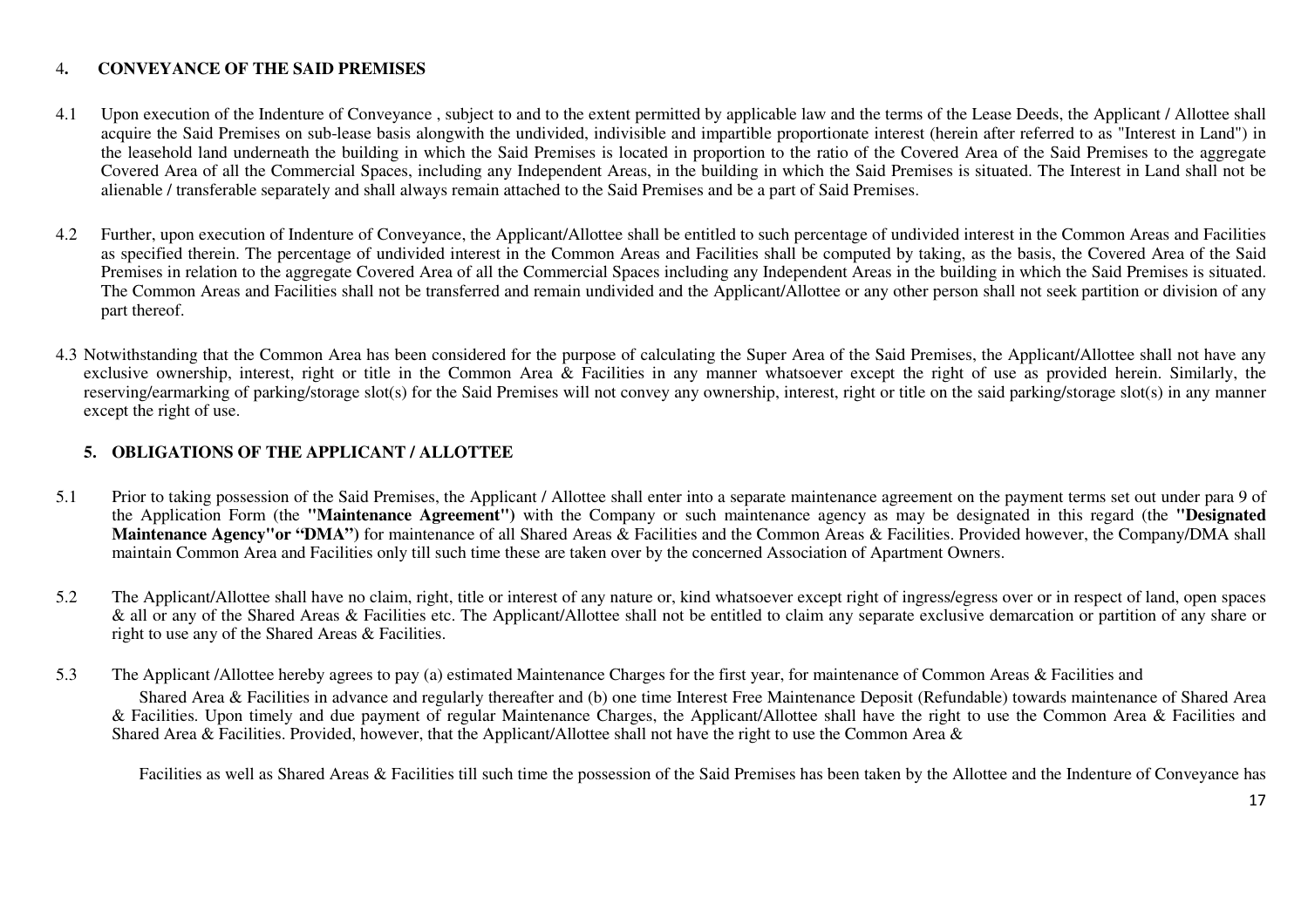## 4. CONVEYANCE OF THE SAID PREMISES

4.1 Upon execution of the Indenture of Conveyance , subject to and to the extent permitted by applicable law and the terms of the Lease Deeds, the Applicant / Allottee shall acquire the Said Premises on sub-lease basis alongwith the undivided, indivisible and impartible proportionate interest (herein after referred to as "Interest in Land") in the leasehold land underneath the building in which the Said Premises is located in proportion to the ratio of the Covered Area of the Said Premises to the aggregate Covered Area of all the Commercial Spaces, including any Independent Areas, in the building in which the Said Premises is situated. The Interest in Land shall not be alienable / transferable separately and shall always remain attached to the Said Premises and be a part of Said Premises.

4.2 Further, upon execution of Indenture of Conveyance, the Applicant/Allottee shall be entitled to such percentage of undivided interest in the Common Areas and Facilities as specified therein. The percentage of undivided interest in the Common Areas and Facilities shall be computed by taking, as the basis, the Covered Area of the Said Premises in relation to the aggregate Covered Area of all the Commercial Spaces including any Independent Areas in the building in which the Said Premises is situated. The Common Areas and Facilities shall not be transferred and remain undivided and the Applicant/Allottee or any other person shall not seek partition or division of any part thereof.

4.3 Notwithstanding that the Common Area has been considered for the purpose of calculating the Super Area of the Said Premises, the Applicant/Allottee shall not have any exclusive ownership, interest, right or title in the Common Area & Facilities in any manner whatsoever except the right of use as provided herein. Similarly, the reserving/earmarking of parking/storage slot(s) for the Said Premises will not convey any ownership, interest, right or title on the said parking/storage slot(s) in any manner except the right of use.

## 5. OBLIGATIONS OF THE APPLICANT / ALLOTTEE

5.1 Prior to taking possession of the Said Premises, the Applicant / Allottee shall enter into a separate maintenance agreement on the payment terms set out under para 9 of the Application Form (the **"Maintenance Agreement")** with the Company or such maintenance agency as may be designated in this regard (the **"Designated Maintenance Agency"or "DMA")** for maintenance of all Shared Areas & Facilities and the Common Areas & Facilities. Provided however, the Company/DMA shall maintain Common Area and Facilities only till such time these are taken over by the concerned Association of Apartment Owners.

5.2 The Applicant/Allottee shall have no claim, right, title or interest of any nature or, kind whatsoever except right of ingress/egress over or in respect of land, open spaces & all or any of the Shared Areas & Facilities etc. The Applicant/Allottee shall not be entitled to claim any separate exclusive demarcation or partition of any share or right to use any of the Shared Areas & Facilities.

5.3 The Applicant /Allottee hereby agrees to pay (a) estimated Maintenance Charges for the first year, for maintenance of Common Areas & Facilities and Shared Area & Facilities in advance and regularly thereafter and (b) one time Interest Free Maintenance Deposit (Refundable) towards maintenance of Shared Area & Facilities. Upon timely and due payment of regular Maintenance Charges, the Applicant/Allottee shall have the right to use the Common Area & Facilities and Shared Area & Facilities. Provided, however, that the Applicant/Allottee shall not have the right to use the Common Area & Facilities as well as Shared Areas & Facilities till such time the possession of the Said Premises has been taken by the Allottee and the Indenture of Conveyance has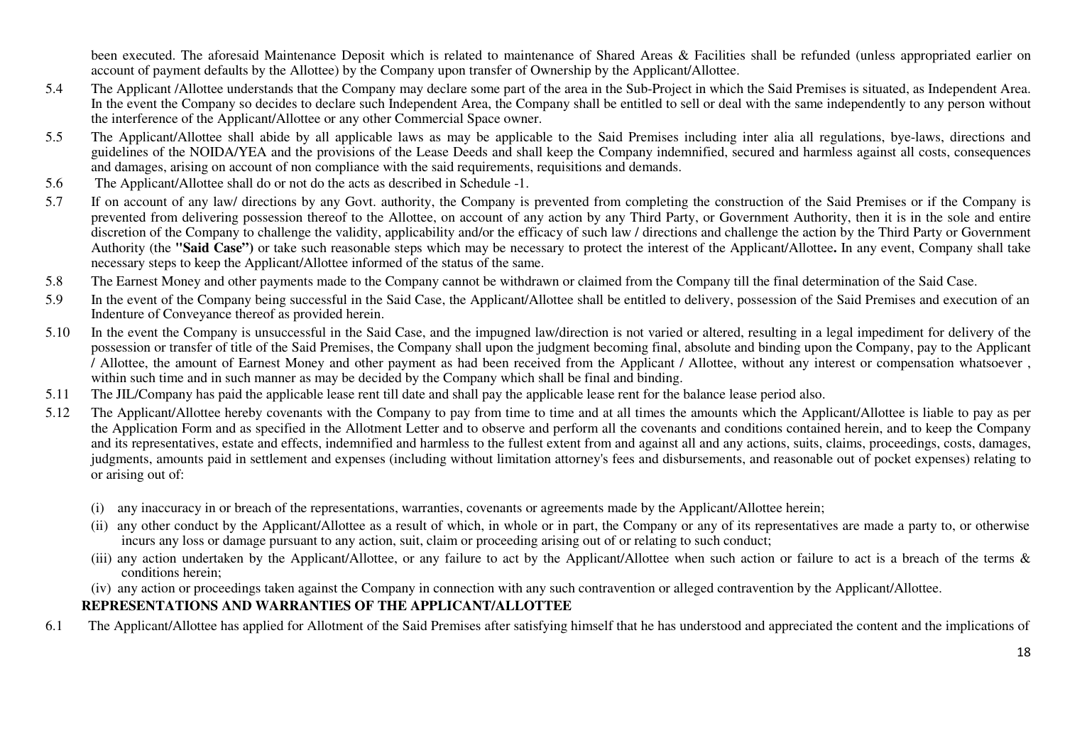been executed. The aforesaid Maintenance Deposit which is related to maintenance of Shared Areas & Facilities shall be refunded (unless appropriated earlier on account of payment defaults by the Allottee) by the Company upon transfer of Ownership by the Applicant/Allottee.

5.4 The Applicant /Allottee understands that the Company may declare some part of the area in the Sub-Project in which the Said Premises is situated, as Independent Area. In the event the Company so decides to declare such Independent Area, the Company shall be entitled to sell or deal with the same independently to any person without the interference of the Applicant/Allottee or any other Commercial Space owner.

5.5 The Applicant/Allottee shall abide by all applicable laws as may be applicable to the Said Premises including inter alia all regulations, bye-laws, directions and guidelines of the NOIDA/YEA and the provisions of the Lease Deeds and shall keep the Company indemnified, secured and harmless against all costs, consequences and damages, arising on account of non compliance with the said requirements, requisitions and demands.

5.6 The Applicant/Allottee shall do or not do the acts as described in Schedule -1.

5.7 If on account of any law/ directions by any Govt. authority, the Company is prevented from completing the construction of the Said Premises or if the Company is prevented from delivering possession thereof to the Allottee, on account of any action by any Third Party, or Government Authority, then it is in the sole and entire discretion of the Company to challenge the validity, applicability and/or the efficacy of such law / directions and challenge the action by the Third Party or Government Authority (the **"Said Case")** or take such reasonable steps which may be necessary to protect the interest of the Applicant/Allottee**.** In any event, Company shall take necessary steps to keep the Applicant/Allottee informed of the status of the same.

5.8 The Earnest Money and other payments made to the Company cannot be withdrawn or claimed from the Company till the final determination of the Said Case.

5.9 In the event of the Company being successful in the Said Case, the Applicant/Allottee shall be entitled to delivery, possession of the Said Premises and execution of an Indenture of Conveyance thereof as provided herein.

5.10 In the event the Company is unsuccessful in the Said Case, and the impugned law/direction is not varied or altered, resulting in a legal impediment for delivery of the possession or transfer of title of the Said Premises, the Company shall upon the judgment becoming final, absolute and binding upon the Company, pay to the Applicant / Allottee, the amount of Earnest Money and other payment as had been received from the Applicant / Allottee, without any interest or compensation whatsoever , within such time and in such manner as may be decided by the Company which shall be final and binding.

5.11 The JIL/Company has paid the applicable lease rent till date and shall pay the applicable lease rent for the balance lease period also.

5.12 The Applicant/Allottee hereby covenants with the Company to pay from time to time and at all times the amounts which the Applicant/Allottee is liable to pay as per the Application Form and as specified in the Allotment Letter and to observe and perform all the covenants and conditions contained herein, and to keep the Company and its representatives, estate and effects, indemnified and harmless to the fullest extent from and against all and any actions, suits, claims, proceedings, costs, damages, judgments, amounts paid in settlement and expenses (including without limitation attorney's fees and disbursements, and reasonable out of pocket expenses) relating to or arising out of:

(i) any inaccuracy in or breach of the representations, warranties, covenants or agreements made by the Applicant/Allottee herein;

(ii) any other conduct by the Applicant/Allottee as a result of which, in whole or in part, the Company or any of its representatives are made a party to, or otherwise incurs any loss or damage pursuant to any action, suit, claim or proceeding arising out of or relating to such conduct;

(iii) any action undertaken by the Applicant/Allottee, or any failure to act by the Applicant/Allottee when such action or failure to act is a breach of the terms & conditions herein;

(iv) any action or proceedings taken against the Company in connection with any such contravention or alleged contravention by the Applicant/Allottee.

**REPRESENTATIONS AND WARRANTIES OF THE APPLICANT/ALLOTTEE**

6.1 The Applicant/Allottee has applied for Allotment of the Said Premises after satisfying himself that he has understood and appreciated the content and the implications of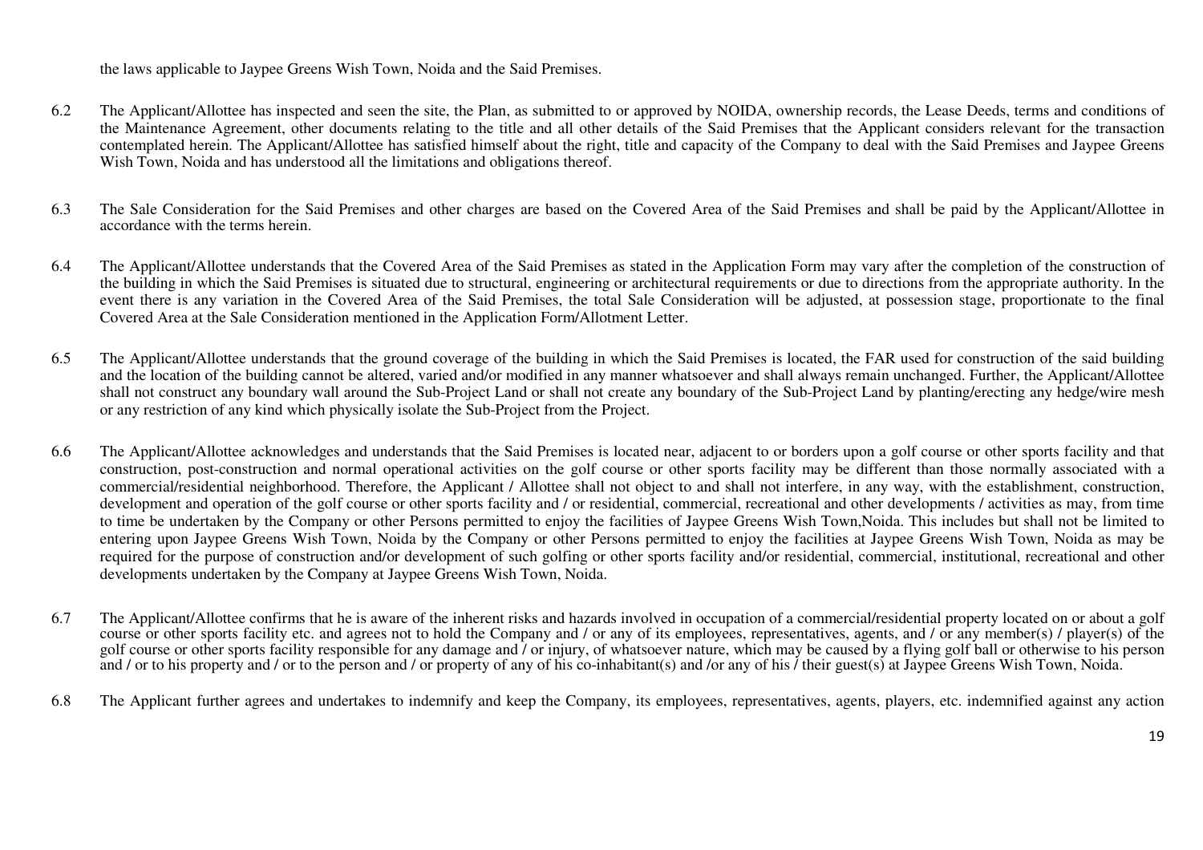the laws applicable to Jaypee Greens Wish Town, Noida and the Said Premises.

6.2 The Applicant/Allottee has inspected and seen the site, the Plan, as submitted to or approved by NOIDA, ownership records, the Lease Deeds, terms and conditions of the Maintenance Agreement, other documents relating to the title and all other details of the Said Premises that the Applicant considers relevant for the transaction contemplated herein. The Applicant/Allottee has satisfied himself about the right, title and capacity of the Company to deal with the Said Premises and Jaypee Greens Wish Town, Noida and has understood all the limitations and obligations thereof.

6.3 The Sale Consideration for the Said Premises and other charges are based on the Covered Area of the Said Premises and shall be paid by the Applicant/Allottee in accordance with the terms herein.

6.4 The Applicant/Allottee understands that the Covered Area of the Said Premises as stated in the Application Form may vary after the completion of the construction of the building in which the Said Premises is situated due to structural, engineering or architectural requirements or due to directions from the appropriate authority. In the event there is any variation in the Covered Area of the Said Premises, the total Sale Consideration will be adjusted, at possession stage, proportionate to the final Covered Area at the Sale Consideration mentioned in the Application Form/Allotment Letter.

6.5 The Applicant/Allottee understands that the ground coverage of the building in which the Said Premises is located, the FAR used for construction of the said building and the location of the building cannot be altered, varied and/or modified in any manner whatsoever and shall always remain unchanged. Further, the Applicant/Allottee shall not construct any boundary wall around the Sub-Project Land or shall not create any boundary of the Sub-Project Land by planting/erecting any hedge/wire mesh or any restriction of any kind which physically isolate the Sub-Project from the Project.

6.6 The Applicant/Allottee acknowledges and understands that the Said Premises is located near, adjacent to or borders upon a golf course or other sports facility and that construction, post-construction and normal operational activities on the golf course or other sports facility may be different than those normally associated with a commercial/residential neighborhood. Therefore, the Applicant / Allottee shall not object to and shall not interfere, in any way, with the establishment, construction, development and operation of the golf course or other sports facility and / or residential, commercial, recreational and other developments / activities as may, from time to time be undertaken by the Company or other Persons permitted to enjoy the facilities of Jaypee Greens Wish Town,Noida. This includes but shall not be limited to entering upon Jaypee Greens Wish Town, Noida by the Company or other Persons permitted to enjoy the facilities at Jaypee Greens Wish Town, Noida as may be required for the purpose of construction and/or development of such golfing or other sports facility and/or residential, commercial, institutional, recreational and other developments undertaken by the Company at Jaypee Greens Wish Town, Noida.

6.7 The Applicant/Allottee confirms that he is aware of the inherent risks and hazards involved in occupation of a commercial/residential property located on or about a golf course or other sports facility etc. and agrees not to hold the Company and / or any of its employees, representatives, agents, and / or any member(s) / player(s) of the golf course or other sports facility responsible for any damage and / or injury, of whatsoever nature, which may be caused by a flying golf ball or otherwise to his person and / or to his property and / or to the person and / or property of any of his co-inhabitant(s) and /or any of his / their guest(s) at Jaypee Greens Wish Town, Noida.

6.8 The Applicant further agrees and undertakes to indemnify and keep the Company, its employees, representatives, agents, players, etc. indemnified against any action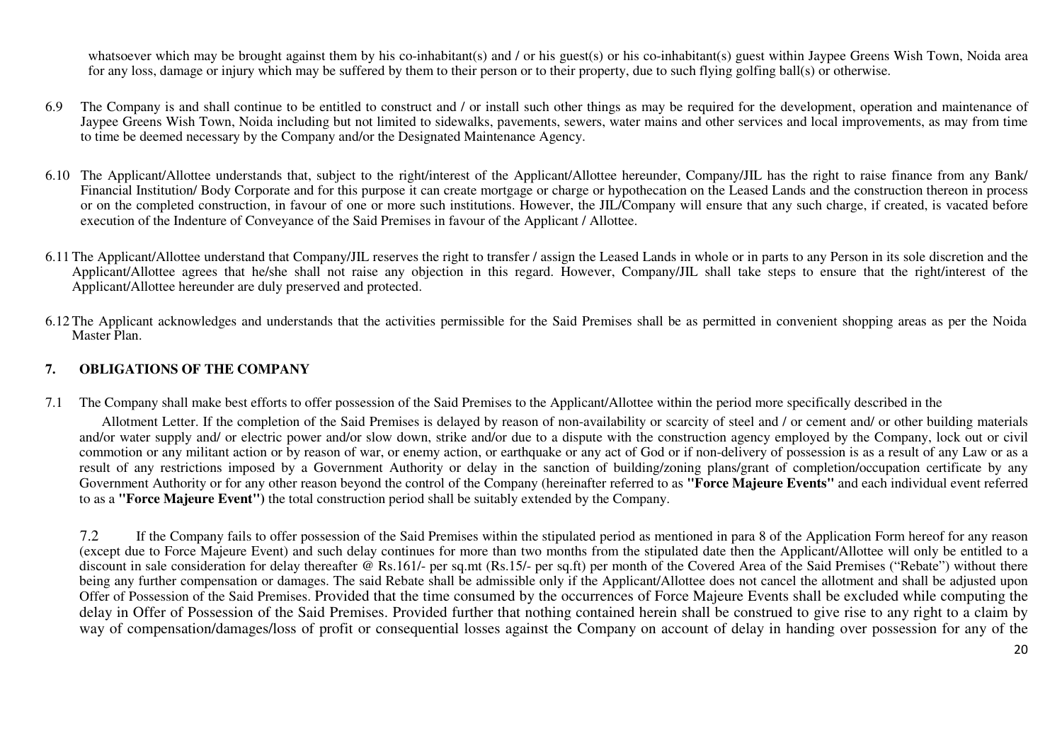whatsoever which may be brought against them by his co-inhabitant(s) and / or his guest(s) or his co-inhabitant(s) guest within Jaypee Greens Wish Town, Noida area for any loss, damage or injury which may be suffered by them to their person or to their property, due to such flying golfing ball(s) or otherwise.

6.9 The Company is and shall continue to be entitled to construct and / or install such other things as may be required for the development, operation and maintenance of Jaypee Greens Wish Town, Noida including but not limited to sidewalks, pavements, sewers, water mains and other services and local improvements, as may from time to time be deemed necessary by the Company and/or the Designated Maintenance Agency.

6.10 The Applicant/Allottee understands that, subject to the right/interest of the Applicant/Allottee hereunder, Company/JIL has the right to raise finance from any Bank/ Financial Institution/ Body Corporate and for this purpose it can create mortgage or charge or hypothecation on the Leased Lands and the construction thereon in process or on the completed construction, in favour of one or more such institutions. However, the JIL/Company will ensure that any such charge, if created, is vacated before execution of the Indenture of Conveyance of the Said Premises in favour of the Applicant / Allottee.

6.11 The Applicant/Allottee understand that Company/JIL reserves the right to transfer / assign the Leased Lands in whole or in parts to any Person in its sole discretion and the Applicant/Allottee agrees that he/she shall not raise any objection in this regard. However, Company/JIL shall take steps to ensure that the right/interest of the Applicant/Allottee hereunder are duly preserved and protected.

6.12 The Applicant acknowledges and understands that the activities permissible for the Said Premises shall be as permitted in convenient shopping areas as per the Noida Master Plan.

## 7. OBLIGATIONS OF THE COMPANY

7.1 The Company shall make best efforts to offer possession of the Said Premises to the Applicant/Allottee within the period more specifically described in the Allotment Letter. If the completion of the Said Premises is delayed by reason of non-availability or scarcity of steel and / or cement and/ or other building materials and/or water supply and/ or electric power and/or slow down, strike and/or due to a dispute with the construction agency employed by the Company, lock out or civil commotion or any militant action or by reason of war, or enemy action, or earthquake or any act of God or if non-delivery of possession is as a result of any Law or as a result of any restrictions imposed by a Government Authority or delay in the sanction of building/zoning plans/grant of completion/occupation certificate by any Government Authority or for any other reason beyond the control of the Company (hereinafter referred to as **"Force Majeure Events"** and each individual event referred to as a **"Force Majeure Event")** the total construction period shall be suitably extended by the Company.

7.2 If the Company fails to offer possession of the Said Premises within the stipulated period as mentioned in para 8 of the Application Form hereof for any reason (except due to Force Majeure Event) and such delay continues for more than two months from the stipulated date then the Applicant/Allottee will only be entitled to a discount in sale consideration for delay thereafter @ Rs.161/- per sq.mt (Rs.15/- per sq.ft) per month of the Covered Area of the Said Premises ("Rebate") without there being any further compensation or damages. The said Rebate shall be admissible only if the Applicant/Allottee does not cancel the allotment and shall be adjusted upon Offer of Possession of the Said Premises. Provided that the time consumed by the occurrences of Force Majeure Events shall be excluded while computing the delay in Offer of Possession of the Said Premises. Provided further that nothing contained herein shall be construed to give rise to any right to a claim by way of compensation/damages/loss of profit or consequential losses against the Company on account of delay in handing over possession for any of the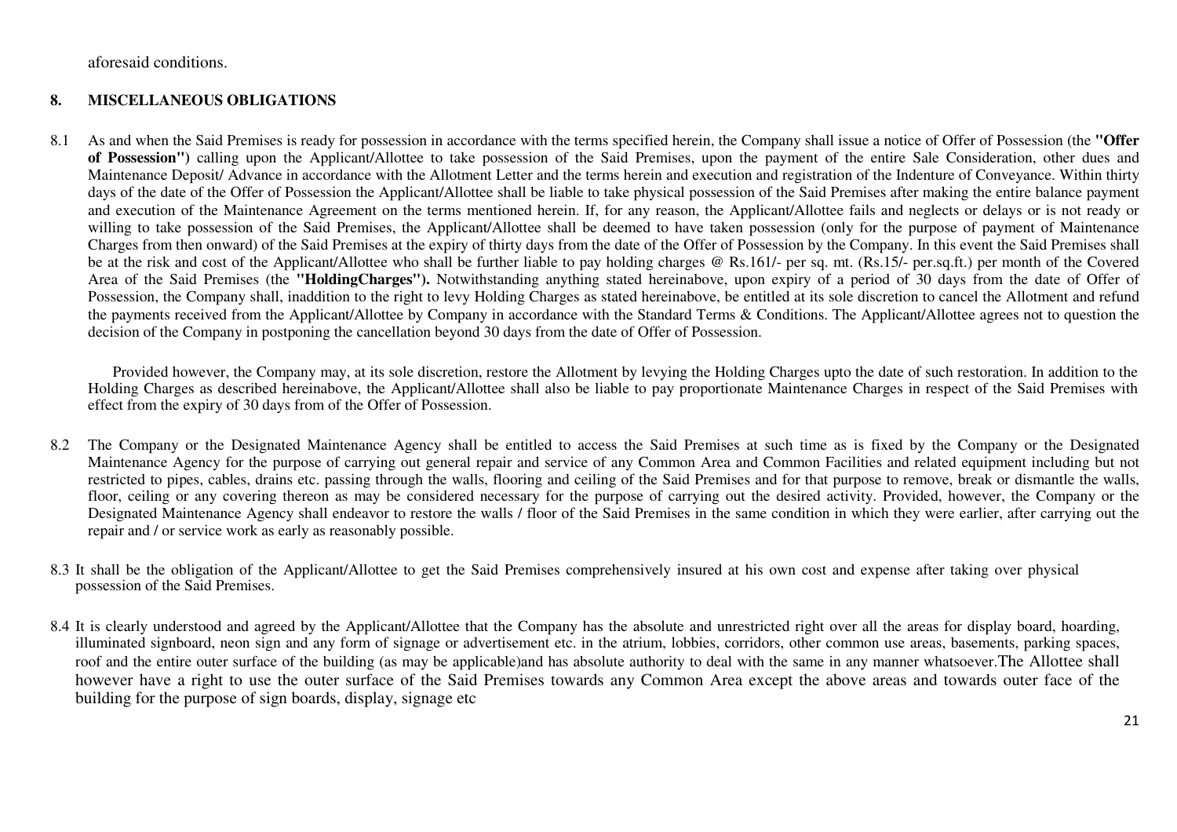aforesaid conditions.

## 8. MISCELLANEOUS OBLIGATIONS

8.1 As and when the Said Premises is ready for possession in accordance with the terms specified herein, the Company shall issue a notice of Offer of Possession (the **"Offer of Possession")** calling upon the Applicant/Allottee to take possession of the Said Premises, upon the payment of the entire Sale Consideration, other dues and Maintenance Deposit/ Advance in accordance with the Allotment Letter and the terms herein and execution and registration of the Indenture of Conveyance. Within thirty days of the date of the Offer of Possession the Applicant/Allottee shall be liable to take physical possession of the Said Premises after making the entire balance payment and execution of the Maintenance Agreement on the terms mentioned herein. If, for any reason, the Applicant/Allottee fails and neglects or delays or is not ready or willing to take possession of the Said Premises, the Applicant/Allottee shall be deemed to have taken possession (only for the purpose of payment of Maintenance Charges from then onward) of the Said Premises at the expiry of thirty days from the date of the Offer of Possession by the Company. In this event the Said Premises shall be at the risk and cost of the Applicant/Allottee who shall be further liable to pay holding charges @ Rs.161/- per sq. mt. (Rs.15/- per.sq.ft.) per month of the Covered Area of the Said Premises (the **"HoldingCharges").** Notwithstanding anything stated hereinabove, upon expiry of a period of 30 days from the date of Offer of Possession, the Company shall, inaddition to the right to levy Holding Charges as stated hereinabove, be entitled at its sole discretion to cancel the Allotment and refund the payments received from the Applicant/Allottee by Company in accordance with the Standard Terms & Conditions. The Applicant/Allottee agrees not to question the decision of the Company in postponing the cancellation beyond 30 days from the date of Offer of Possession.

Provided however, the Company may, at its sole discretion, restore the Allotment by levying the Holding Charges upto the date of such restoration. In addition to the Holding Charges as described hereinabove, the Applicant/Allottee shall also be liable to pay proportionate Maintenance Charges in respect of the Said Premises with effect from the expiry of 30 days from of the Offer of Possession.

8.2 The Company or the Designated Maintenance Agency shall be entitled to access the Said Premises at such time as is fixed by the Company or the Designated Maintenance Agency for the purpose of carrying out general repair and service of any Common Area and Common Facilities and related equipment including but not restricted to pipes, cables, drains etc. passing through the walls, flooring and ceiling of the Said Premises and for that purpose to remove, break or dismantle the walls, floor, ceiling or any covering thereon as may be considered necessary for the purpose of carrying out the desired activity. Provided, however, the Company or the Designated Maintenance Agency shall endeavor to restore the walls / floor of the Said Premises in the same condition in which they were earlier, after carrying out the repair and / or service work as early as reasonably possible.

8.3 It shall be the obligation of the Applicant/Allottee to get the Said Premises comprehensively insured at his own cost and expense after taking over physical possession of the Said Premises.

8.4 It is clearly understood and agreed by the Applicant/Allottee that the Company has the absolute and unrestricted right over all the areas for display board, hoarding, illuminated signboard, neon sign and any form of signage or advertisement etc. in the atrium, lobbies, corridors, other common use areas, basements, parking spaces, roof and the entire outer surface of the building (as may be applicable)and has absolute authority to deal with the same in any manner whatsoever.The Allottee shall however have a right to use the outer surface of the Said Premises towards any Common Area except the above areas and towards outer face of the building for the purpose of sign boards, display, signage etc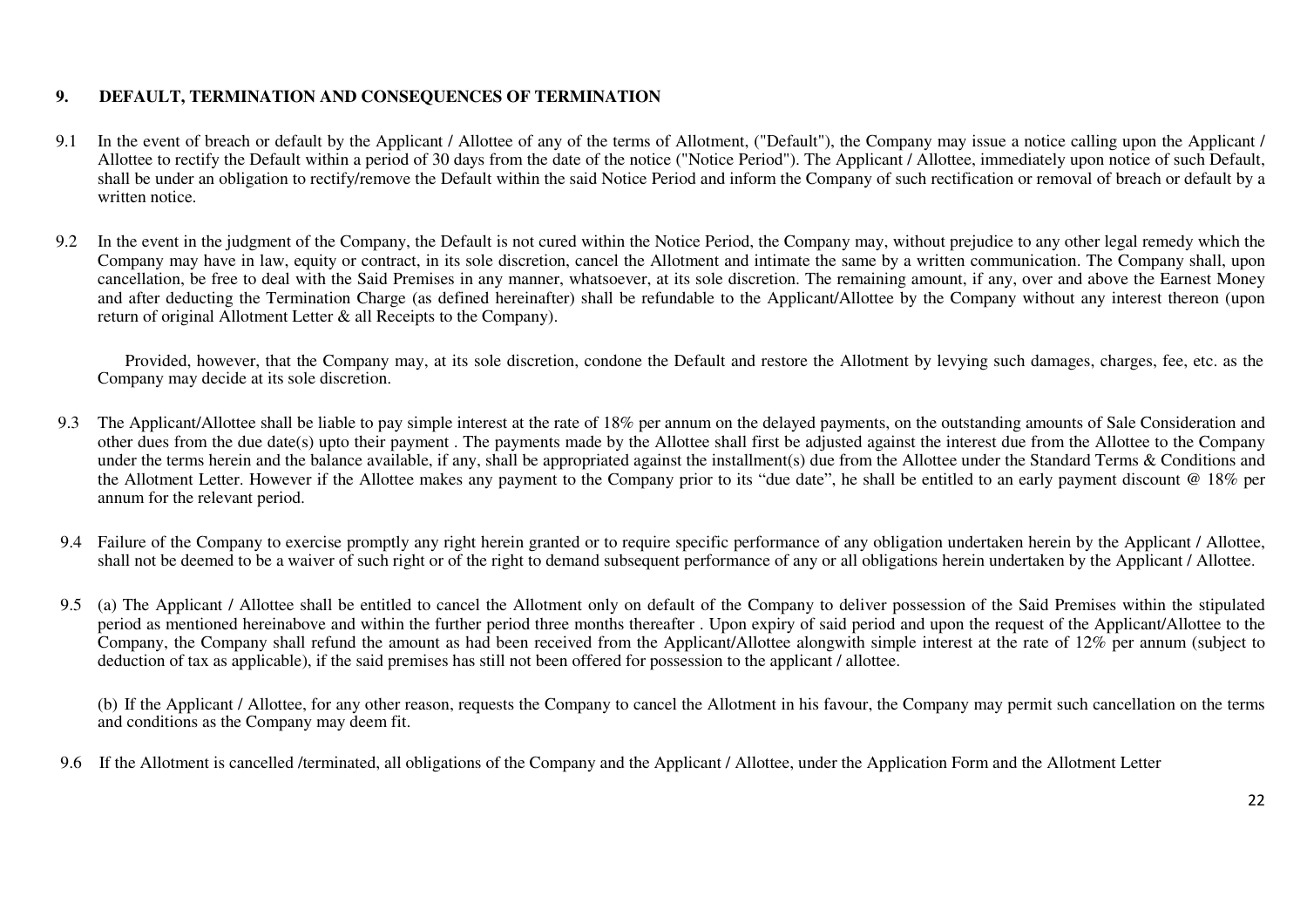## 9. DEFAULT, TERMINATION AND CONSEQUENCES OF TERMINATION

9.1 In the event of breach or default by the Applicant / Allottee of any of the terms of Allotment, ("Default"), the Company may issue a notice calling upon the Applicant / Allottee to rectify the Default within a period of 30 days from the date of the notice ("Notice Period"). The Applicant / Allottee, immediately upon notice of such Default, shall be under an obligation to rectify/remove the Default within the said Notice Period and inform the Company of such rectification or removal of breach or default by a written notice.

9.2 In the event in the judgment of the Company, the Default is not cured within the Notice Period, the Company may, without prejudice to any other legal remedy which the Company may have in law, equity or contract, in its sole discretion, cancel the Allotment and intimate the same by a written communication. The Company shall, upon cancellation, be free to deal with the Said Premises in any manner, whatsoever, at its sole discretion. The remaining amount, if any, over and above the Earnest Money and after deducting the Termination Charge (as defined hereinafter) shall be refundable to the Applicant/Allottee by the Company without any interest thereon (upon return of original Allotment Letter & all Receipts to the Company).

Provided, however, that the Company may, at its sole discretion, condone the Default and restore the Allotment by levying such damages, charges, fee, etc. as the Company may decide at its sole discretion.

9.3 The Applicant/Allottee shall be liable to pay simple interest at the rate of 18% per annum on the delayed payments, on the outstanding amounts of Sale Consideration and other dues from the due date(s) upto their payment . The payments made by the Allottee shall first be adjusted against the interest due from the Allottee to the Company under the terms herein and the balance available, if any, shall be appropriated against the installment(s) due from the Allottee under the Standard Terms & Conditions and the Allotment Letter. However if the Allottee makes any payment to the Company prior to its "due date", he shall be entitled to an early payment discount @ 18% per annum for the relevant period.

9.4 Failure of the Company to exercise promptly any right herein granted or to require specific performance of any obligation undertaken herein by the Applicant / Allottee, shall not be deemed to be a waiver of such right or of the right to demand subsequent performance of any or all obligations herein undertaken by the Applicant / Allottee.

9.5 (a) The Applicant / Allottee shall be entitled to cancel the Allotment only on default of the Company to deliver possession of the Said Premises within the stipulated period as mentioned hereinabove and within the further period three months thereafter . Upon expiry of said period and upon the request of the Applicant/Allottee to the Company, the Company shall refund the amount as had been received from the Applicant/Allottee alongwith simple interest at the rate of 12% per annum (subject to deduction of tax as applicable), if the said premises has still not been offered for possession to the applicant / allottee.

(b) If the Applicant / Allottee, for any other reason, requests the Company to cancel the Allotment in his favour, the Company may permit such cancellation on the terms and conditions as the Company may deem fit.

9.6 If the Allotment is cancelled /terminated, all obligations of the Company and the Applicant / Allottee, under the Application Form and the Allotment Letter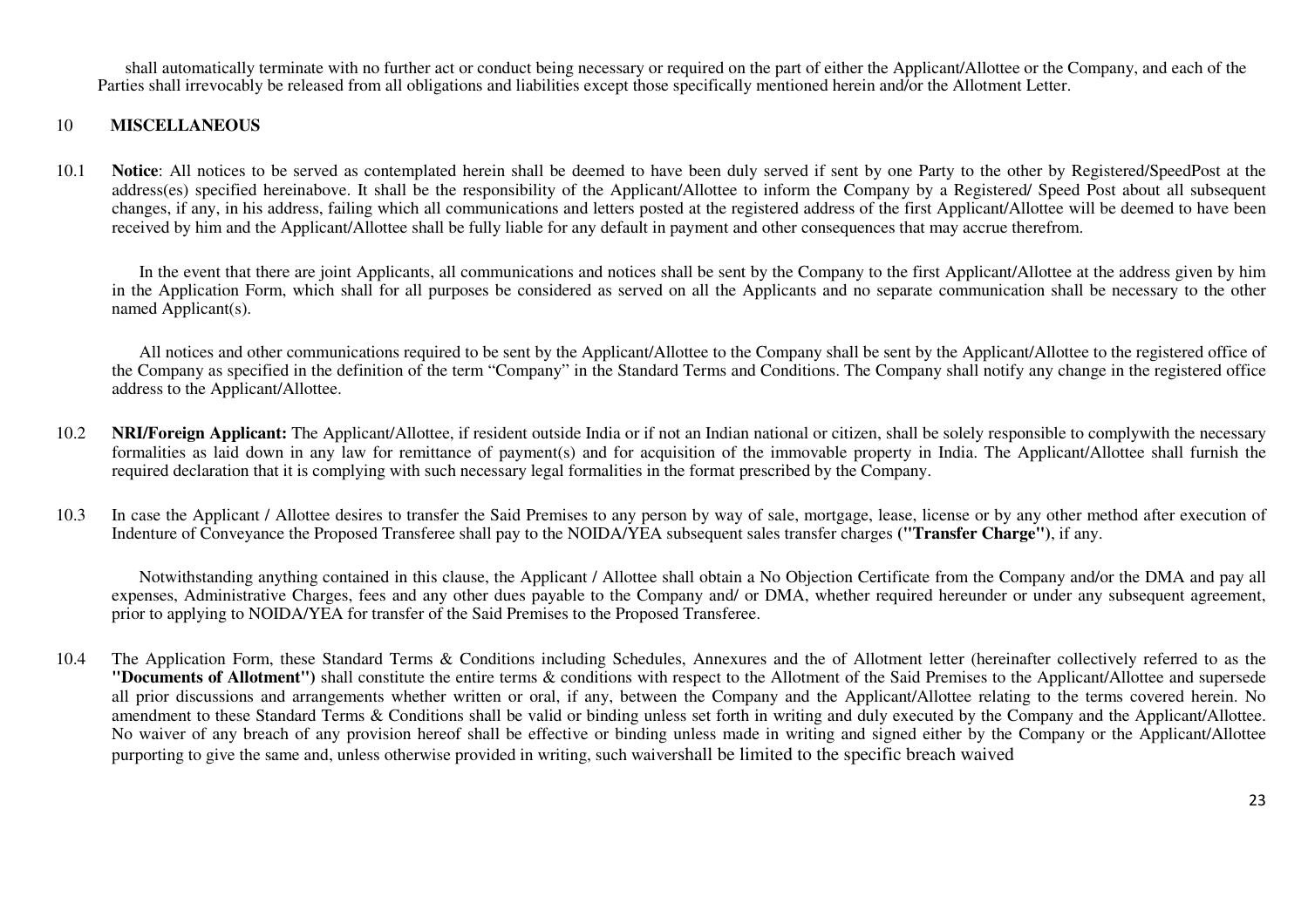shall automatically terminate with no further act or conduct being necessary or required on the part of either the Applicant/Allottee or the Company, and each of the Parties shall irrevocably be released from all obligations and liabilities except those specifically mentioned herein and/or the Allotment Letter.

## 10 MISCELLANEOUS

10.1 **Notice**: All notices to be served as contemplated herein shall be deemed to have been duly served if sent by one Party to the other by Registered/SpeedPost at the address(es) specified hereinabove. It shall be the responsibility of the Applicant/Allottee to inform the Company by a Registered/ Speed Post about all subsequent changes, if any, in his address, failing which all communications and letters posted at the registered address of the first Applicant/Allottee will be deemed to have been received by him and the Applicant/Allottee shall be fully liable for any default in payment and other consequences that may accrue therefrom.

In the event that there are joint Applicants, all communications and notices shall be sent by the Company to the first Applicant/Allottee at the address given by him in the Application Form, which shall for all purposes be considered as served on all the Applicants and no separate communication shall be necessary to the other named Applicant(s).

All notices and other communications required to be sent by the Applicant/Allottee to the Company shall be sent by the Applicant/Allottee to the registered office of the Company as specified in the definition of the term "Company" in the Standard Terms and Conditions. The Company shall notify any change in the registered office address to the Applicant/Allottee.

10.2 **NRI/Foreign Applicant:** The Applicant/Allottee, if resident outside India or if not an Indian national or citizen, shall be solely responsible to complywith the necessary formalities as laid down in any law for remittance of payment(s) and for acquisition of the immovable property in India. The Applicant/Allottee shall furnish the required declaration that it is complying with such necessary legal formalities in the format prescribed by the Company.

10.3 In case the Applicant / Allottee desires to transfer the Said Premises to any person by way of sale, mortgage, lease, license or by any other method after execution of Indenture of Conveyance the Proposed Transferee shall pay to the NOIDA/YEA subsequent sales transfer charges **("Transfer Charge")**, if any.

Notwithstanding anything contained in this clause, the Applicant / Allottee shall obtain a No Objection Certificate from the Company and/or the DMA and pay all expenses, Administrative Charges, fees and any other dues payable to the Company and/ or DMA, whether required hereunder or under any subsequent agreement, prior to applying to NOIDA/YEA for transfer of the Said Premises to the Proposed Transferee.

10.4 The Application Form, these Standard Terms & Conditions including Schedules, Annexures and the of Allotment letter (hereinafter collectively referred to as the **"Documents of Allotment")** shall constitute the entire terms & conditions with respect to the Allotment of the Said Premises to the Applicant/Allottee and supersede all prior discussions and arrangements whether written or oral, if any, between the Company and the Applicant/Allottee relating to the terms covered herein. No amendment to these Standard Terms & Conditions shall be valid or binding unless set forth in writing and duly executed by the Company and the Applicant/Allottee. No waiver of any breach of any provision hereof shall be effective or binding unless made in writing and signed either by the Company or the Applicant/Allottee purporting to give the same and, unless otherwise provided in writing, such waivershall be limited to the specific breach waived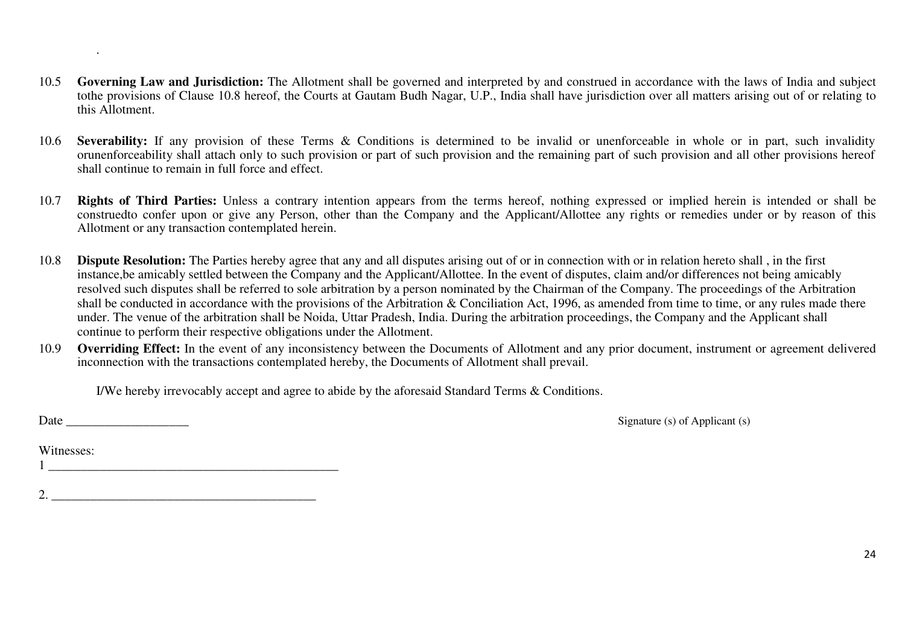.

10.5 **Governing Law and Jurisdiction:** The Allotment shall be governed and interpreted by and construed in accordance with the laws of India and subject tothe provisions of Clause 10.8 hereof, the Courts at Gautam Budh Nagar, U.P., India shall have jurisdiction over all matters arising out of or relating to this Allotment.

10.6 **Severability:** If any provision of these Terms & Conditions is determined to be invalid or unenforceable in whole or in part, such invalidity orunenforceability shall attach only to such provision or part of such provision and the remaining part of such provision and all other provisions hereof shall continue to remain in full force and effect.

10.7 **Rights of Third Parties:** Unless a contrary intention appears from the terms hereof, nothing expressed or implied herein is intended or shall be construedto confer upon or give any Person, other than the Company and the Applicant/Allottee any rights or remedies under or by reason of this Allotment or any transaction contemplated herein.

10.8 **Dispute Resolution:** The Parties hereby agree that any and all disputes arising out of or in connection with or in relation hereto shall , in the first instance,be amicably settled between the Company and the Applicant/Allottee. In the event of disputes, claim and/or differences not being amicably resolved such disputes shall be referred to sole arbitration by a person nominated by the Chairman of the Company. The proceedings of the Arbitration shall be conducted in accordance with the provisions of the Arbitration & Conciliation Act, 1996, as amended from time to time, or any rules made there under. The venue of the arbitration shall be Noida, Uttar Pradesh, India. During the arbitration proceedings, the Company and the Applicant shall continue to perform their respective obligations under the Allotment.

10.9 **Overriding Effect:** In the event of any inconsistency between the Documents of Allotment and any prior document, instrument or agreement delivered inconnection with the transactions contemplated hereby, the Documents of Allotment shall prevail.

I/We hereby irrevocably accept and agree to abide by the aforesaid Standard Terms & Conditions.

Date ___________________

Signature (s) of Applicant (s)

Witnesses:

1 ______________________________________________

2. ________________________________________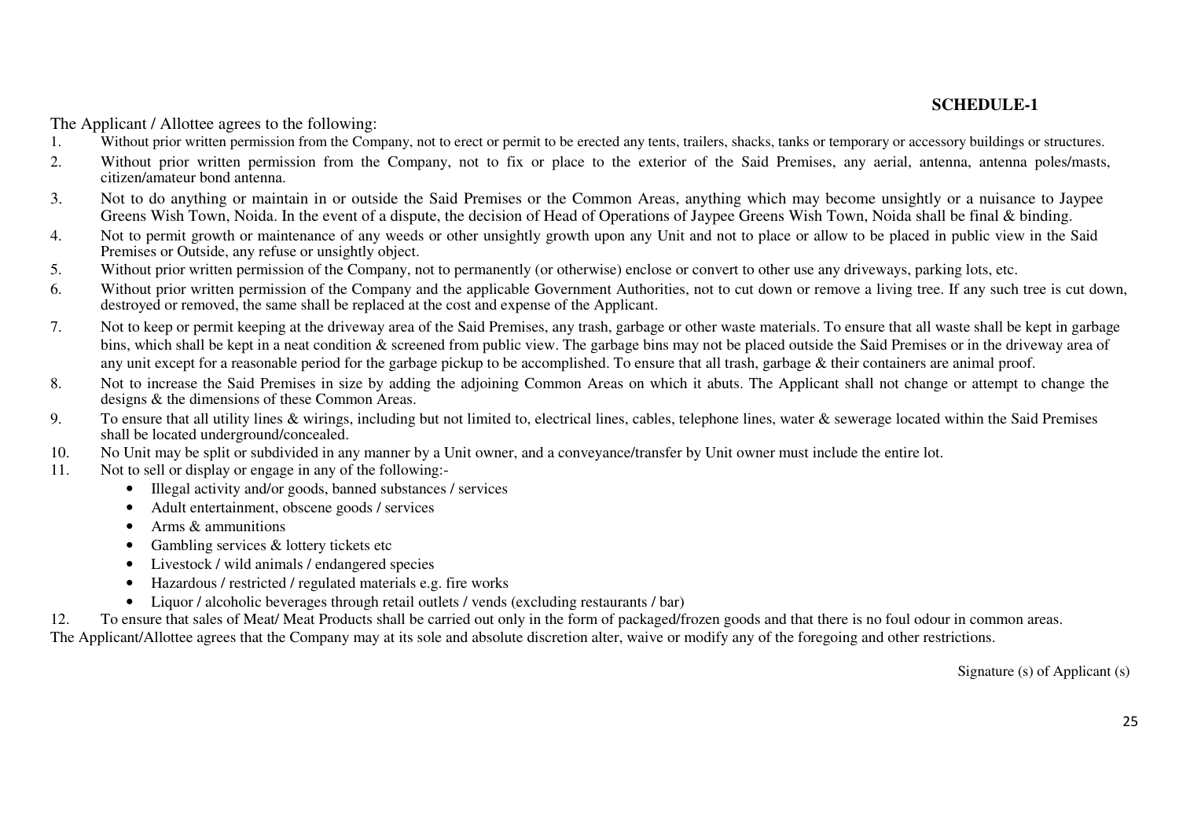**SCHEDULE-1**

The Applicant / Allottee agrees to the following:

1. Without prior written permission from the Company, not to erect or permit to be erected any tents, trailers, shacks, tanks or temporary or accessory buildings or structures.
2. Without prior written permission from the Company, not to fix or place to the exterior of the Said Premises, any aerial, antenna, antenna poles/masts, citizen/amateur bond antenna.
3. Not to do anything or maintain in or outside the Said Premises or the Common Areas, anything which may become unsightly or a nuisance to Jaypee Greens Wish Town, Noida. In the event of a dispute, the decision of Head of Operations of Jaypee Greens Wish Town, Noida shall be final & binding.
4. Not to permit growth or maintenance of any weeds or other unsightly growth upon any Unit and not to place or allow to be placed in public view in the Said Premises or Outside, any refuse or unsightly object.
5. Without prior written permission of the Company, not to permanently (or otherwise) enclose or convert to other use any driveways, parking lots, etc.
6. Without prior written permission of the Company and the applicable Government Authorities, not to cut down or remove a living tree. If any such tree is cut down, destroyed or removed, the same shall be replaced at the cost and expense of the Applicant.
7. Not to keep or permit keeping at the driveway area of the Said Premises, any trash, garbage or other waste materials. To ensure that all waste shall be kept in garbage bins, which shall be kept in a neat condition & screened from public view. The garbage bins may not be placed outside the Said Premises or in the driveway area of any unit except for a reasonable period for the garbage pickup to be accomplished. To ensure that all trash, garbage & their containers are animal proof.
8. Not to increase the Said Premises in size by adding the adjoining Common Areas on which it abuts. The Applicant shall not change or attempt to change the designs & the dimensions of these Common Areas.
9. To ensure that all utility lines & wirings, including but not limited to, electrical lines, cables, telephone lines, water & sewerage located within the Said Premises shall be located underground/concealed.
10. No Unit may be split or subdivided in any manner by a Unit owner, and a conveyance/transfer by Unit owner must include the entire lot.
11. Not to sell or display or engage in any of the following:-
    - Illegal activity and/or goods, banned substances / services
    - Adult entertainment, obscene goods / services
    - Arms & ammunitions
    - Gambling services & lottery tickets etc
    - Livestock / wild animals / endangered species
    - Hazardous / restricted / regulated materials e.g. fire works
    - Liquor / alcoholic beverages through retail outlets / vends (excluding restaurants / bar)
12. To ensure that sales of Meat/ Meat Products shall be carried out only in the form of packaged/frozen goods and that there is no foul odour in common areas.

The Applicant/Allottee agrees that the Company may at its sole and absolute discretion alter, waive or modify any of the foregoing and other restrictions.

Signature (s) of Applicant (s)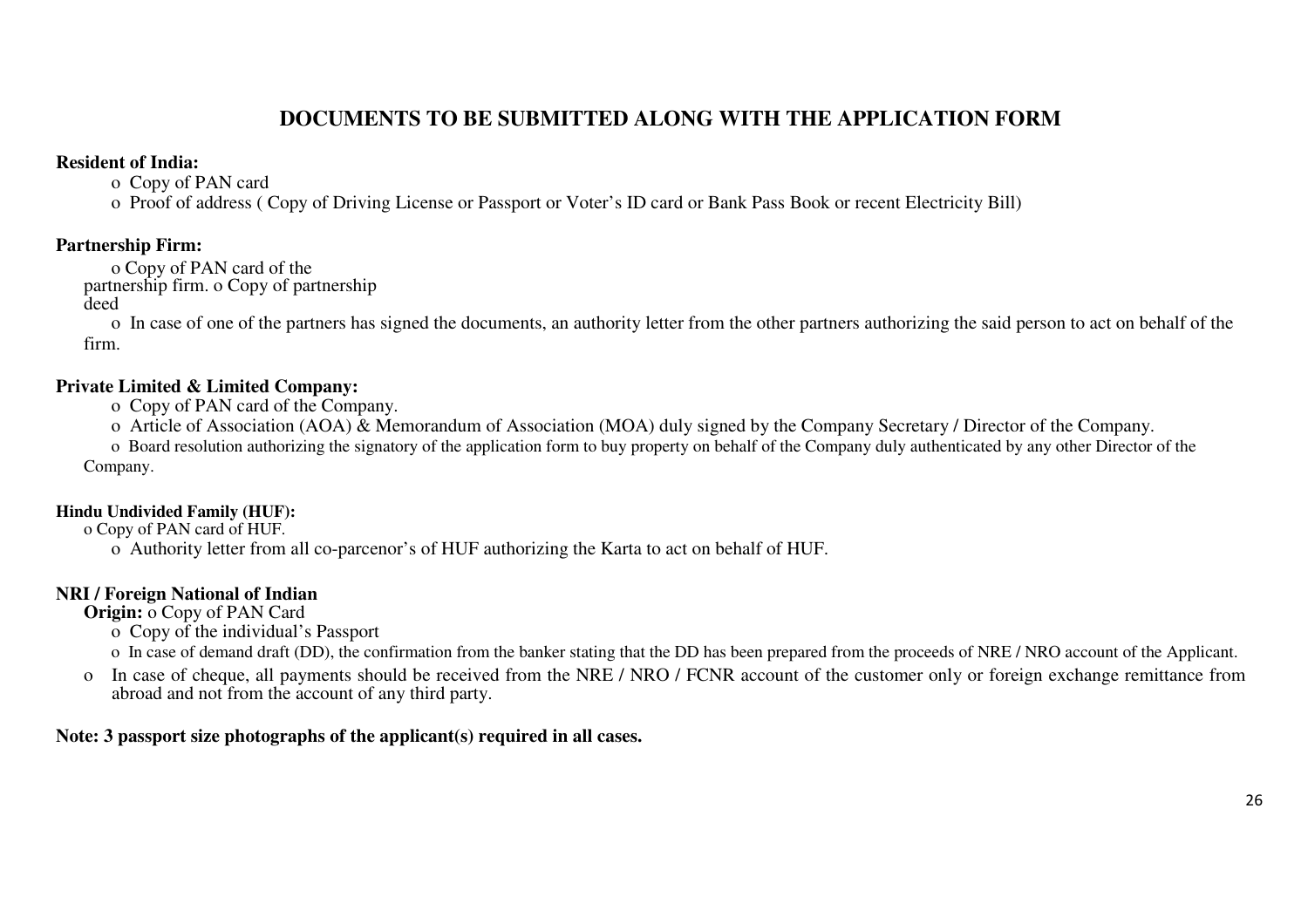## DOCUMENTS TO BE SUBMITTED ALONG WITH THE APPLICATION FORM

**Resident of India:**

- Copy of PAN card
- Proof of address ( Copy of Driving License or Passport or Voter's ID card or Bank Pass Book or recent Electricity Bill)

**Partnership Firm:**

- Copy of PAN card of the partnership firm.
- Copy of partnership deed
- In case of one of the partners has signed the documents, an authority letter from the other partners authorizing the said person to act on behalf of the firm.

**Private Limited & Limited Company:**

- Copy of PAN card of the Company.
- Article of Association (AOA) & Memorandum of Association (MOA) duly signed by the Company Secretary / Director of the Company.
- Board resolution authorizing the signatory of the application form to buy property on behalf of the Company duly authenticated by any other Director of the Company.

**Hindu Undivided Family (HUF):**

- Copy of PAN card of HUF.
- Authority letter from all co-parcenor's of HUF authorizing the Karta to act on behalf of HUF.

**NRI / Foreign National of Indian Origin:**

- Copy of PAN Card
- Copy of the individual's Passport
- In case of demand draft (DD), the confirmation from the banker stating that the DD has been prepared from the proceeds of NRE / NRO account of the Applicant.
- In case of cheque, all payments should be received from the NRE / NRO / FCNR account of the customer only or foreign exchange remittance from abroad and not from the account of any third party.

**Note: 3 passport size photographs of the applicant(s) required in all cases.**